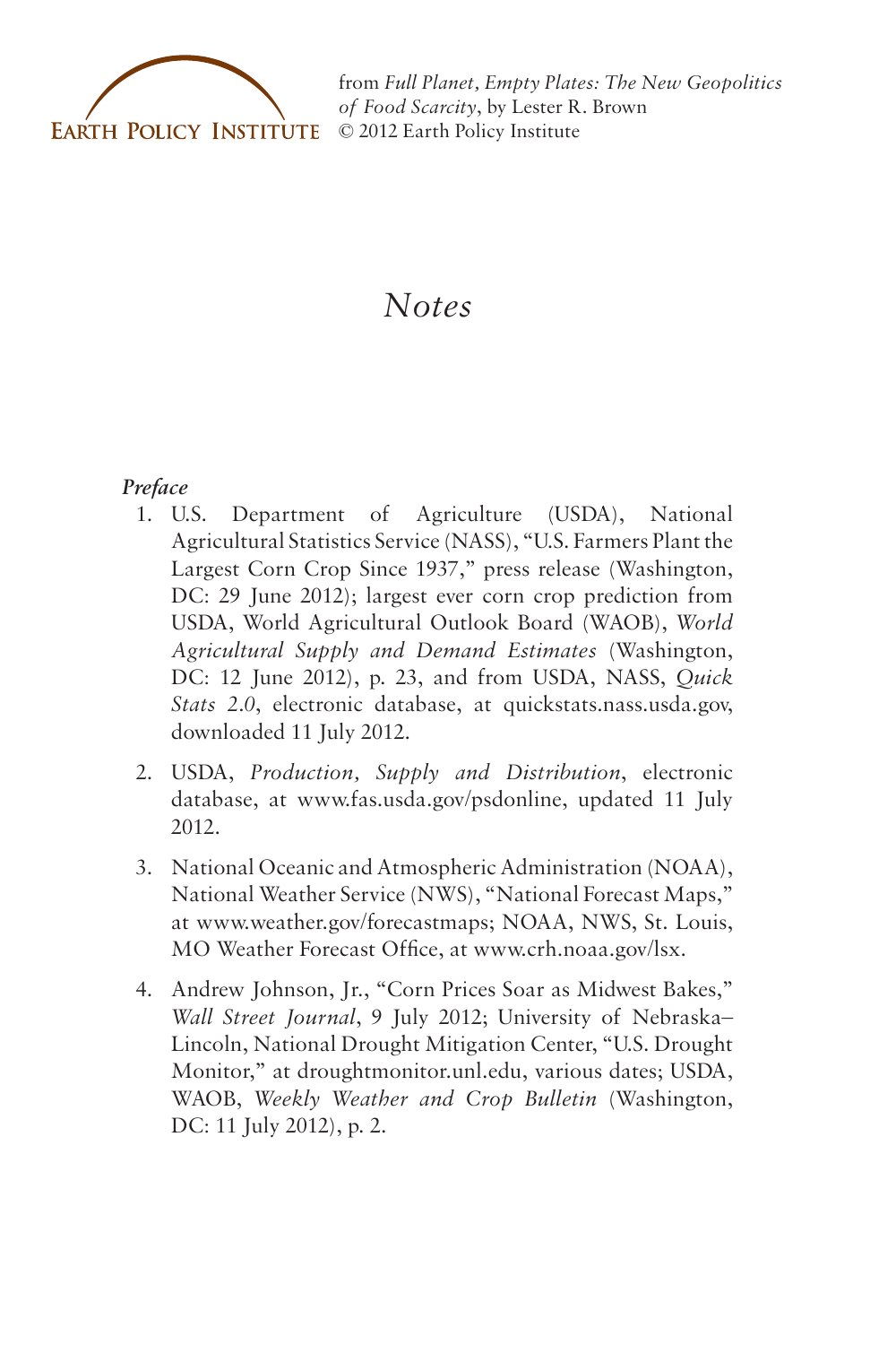EARTH POLICY INSTITUTE

from *Full Planet, Empty Plates: The New Geopolitics of Food Scarcity*, by Lester R. Brown
© 2012 Earth Policy Institute

# *Notes*

### *Preface*

1. U.S. Department of Agriculture (USDA), National Agricultural Statistics Service (NASS), "U.S. Farmers Plant the Largest Corn Crop Since 1937," press release (Washington, DC: 29 June 2012); largest ever corn crop prediction from USDA, World Agricultural Outlook Board (WAOB), *World Agricultural Supply and Demand Estimates* (Washington, DC: 12 June 2012), p. 23, and from USDA, NASS, *Quick Stats 2.0*, electronic database, at quickstats.nass.usda.gov, downloaded 11 July 2012.

2. USDA, *Production, Supply and Distribution*, electronic database, at www.fas.usda.gov/psdonline, updated 11 July 2012.

3. National Oceanic and Atmospheric Administration (NOAA), National Weather Service (NWS), "National Forecast Maps," at www.weather.gov/forecastmaps; NOAA, NWS, St. Louis, MO Weather Forecast Office, at www.crh.noaa.gov/lsx.

4. Andrew Johnson, Jr., "Corn Prices Soar as Midwest Bakes," *Wall Street Journal*, 9 July 2012; University of Nebraska–Lincoln, National Drought Mitigation Center, "U.S. Drought Monitor," at droughtmonitor.unl.edu, various dates; USDA, WAOB, *Weekly Weather and Crop Bulletin* (Washington, DC: 11 July 2012), p. 2.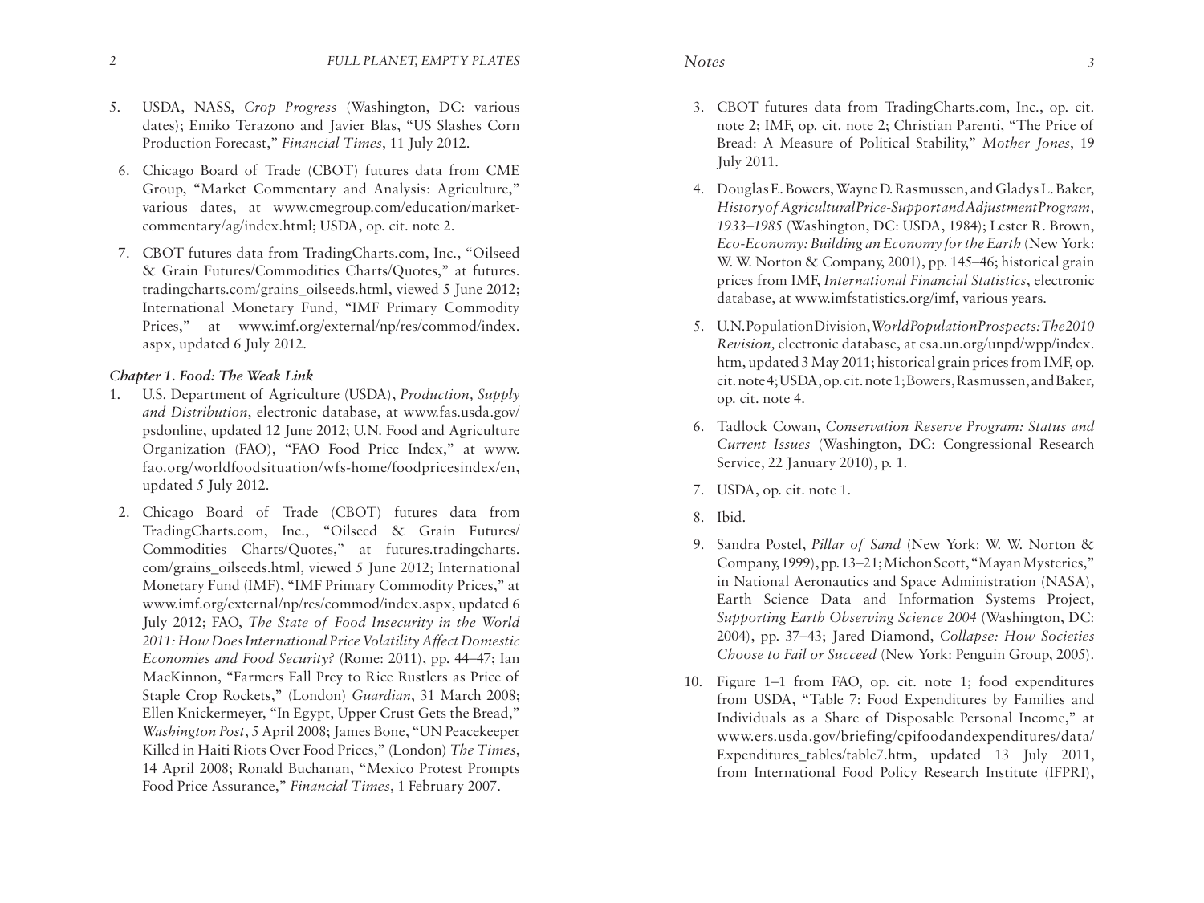5. USDA, NASS, *Crop Progress* (Washington, DC: various dates); Emiko Terazono and Javier Blas, "US Slashes Corn Production Forecast," *Financial Times*, 11 July 2012.

6. Chicago Board of Trade (CBOT) futures data from CME Group, "Market Commentary and Analysis: Agriculture," various dates, at www.cmegroup.com/education/market-commentary/ag/index.html; USDA, op. cit. note 2.

7. CBOT futures data from TradingCharts.com, Inc., "Oilseed & Grain Futures/Commodities Charts/Quotes," at futures.tradingcharts.com/grains_oilseeds.html, viewed 5 June 2012; International Monetary Fund, "IMF Primary Commodity Prices," at www.imf.org/external/np/res/commod/index.aspx, updated 6 July 2012.

### *Chapter 1. Food: The Weak Link*

1. U.S. Department of Agriculture (USDA), *Production, Supply and Distribution*, electronic database, at www.fas.usda.gov/psdonline, updated 12 June 2012; U.N. Food and Agriculture Organization (FAO), "FAO Food Price Index," at www.fao.org/worldfoodsituation/wfs-home/foodpricesindex/en, updated 5 July 2012.

2. Chicago Board of Trade (CBOT) futures data from TradingCharts.com, Inc., "Oilseed & Grain Futures/Commodities Charts/Quotes," at futures.tradingcharts.com/grains_oilseeds.html, viewed 5 June 2012; International Monetary Fund (IMF), "IMF Primary Commodity Prices," at www.imf.org/external/np/res/commod/index.aspx, updated 6 July 2012; FAO, *The State of Food Insecurity in the World 2011: How Does International Price Volatility Affect Domestic Economies and Food Security?* (Rome: 2011), pp. 44–47; Ian MacKinnon, "Farmers Fall Prey to Rice Rustlers as Price of Staple Crop Rockets," (London) *Guardian*, 31 March 2008; Ellen Knickermeyer, "In Egypt, Upper Crust Gets the Bread," *Washington Post*, 5 April 2008; James Bone, "UN Peacekeeper Killed in Haiti Riots Over Food Prices," (London) *The Times*, 14 April 2008; Ronald Buchanan, "Mexico Protest Prompts Food Price Assurance," *Financial Times*, 1 February 2007.

3. CBOT futures data from TradingCharts.com, Inc., op. cit. note 2; IMF, op. cit. note 2; Christian Parenti, "The Price of Bread: A Measure of Political Stability," *Mother Jones*, 19 July 2011.

4. Douglas E. Bowers, Wayne D. Rasmussen, and Gladys L. Baker, *History of Agricultural Price-Support and Adjustment Program, 1933–1985* (Washington, DC: USDA, 1984); Lester R. Brown, *Eco-Economy: Building an Economy for the Earth* (New York: W. W. Norton & Company, 2001), pp. 145–46; historical grain prices from IMF, *International Financial Statistics*, electronic database, at www.imfstatistics.org/imf, various years.

5. U.N. Population Division, *World Population Prospects: The 2010 Revision*, electronic database, at esa.un.org/unpd/wpp/index.htm, updated 3 May 2011; historical grain prices from IMF, op. cit. note 4; USDA, op. cit. note 1; Bowers, Rasmussen, and Baker, op. cit. note 4.

6. Tadlock Cowan, *Conservation Reserve Program: Status and Current Issues* (Washington, DC: Congressional Research Service, 22 January 2010), p. 1.

7. USDA, op. cit. note 1.

8. Ibid.

9. Sandra Postel, *Pillar of Sand* (New York: W. W. Norton & Company, 1999), pp. 13–21; Michon Scott, "Mayan Mysteries," in National Aeronautics and Space Administration (NASA), Earth Science Data and Information Systems Project, *Supporting Earth Observing Science 2004* (Washington, DC: 2004), pp. 37–43; Jared Diamond, *Collapse: How Societies Choose to Fail or Succeed* (New York: Penguin Group, 2005).

10. Figure 1–1 from FAO, op. cit. note 1; food expenditures from USDA, "Table 7: Food Expenditures by Families and Individuals as a Share of Disposable Personal Income," at www.ers.usda.gov/briefing/cpifoodandexpenditures/data/Expenditures_tables/table7.htm, updated 13 July 2011, from International Food Policy Research Institute (IFPRI),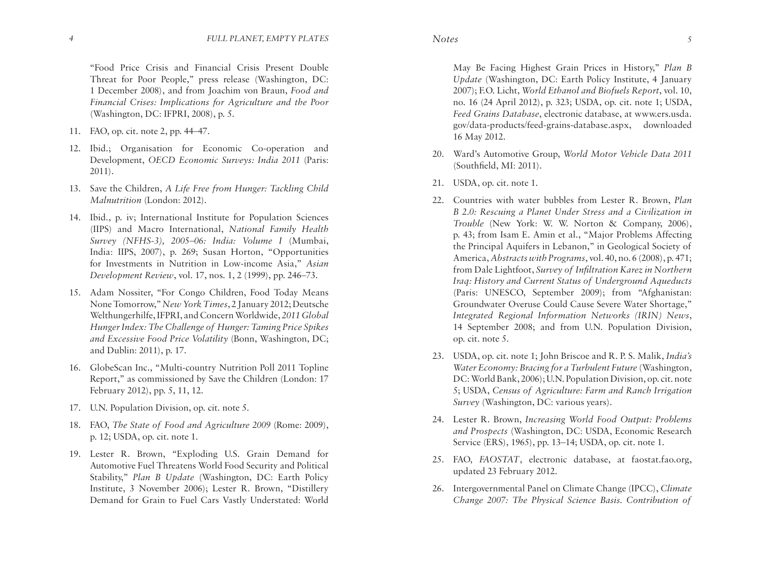"Food Price Crisis and Financial Crisis Present Double Threat for Poor People," press release (Washington, DC: 1 December 2008), and from Joachim von Braun, *Food and Financial Crises: Implications for Agriculture and the Poor* (Washington, DC: IFPRI, 2008), p. 5.

11. FAO, op. cit. note 2, pp. 44–47.

12. Ibid.; Organisation for Economic Co-operation and Development, *OECD Economic Surveys: India 2011* (Paris: 2011).

13. Save the Children, *A Life Free from Hunger: Tackling Child Malnutrition* (London: 2012).

14. Ibid., p. iv; International Institute for Population Sciences (IIPS) and Macro International, *National Family Health Survey (NFHS-3), 2005–06: India: Volume I* (Mumbai, India: IIPS, 2007), p. 269; Susan Horton, "Opportunities for Investments in Nutrition in Low-income Asia," *Asian Development Review*, vol. 17, nos. 1, 2 (1999), pp. 246–73.

15. Adam Nossiter, "For Congo Children, Food Today Means None Tomorrow," *New York Times*, 2 January 2012; Deutsche Welthungerhilfe, IFPRI, and Concern Worldwide, *2011 Global Hunger Index: The Challenge of Hunger: Taming Price Spikes and Excessive Food Price Volatility* (Bonn, Washington, DC; and Dublin: 2011), p. 17.

16. GlobeScan Inc., "Multi-country Nutrition Poll 2011 Topline Report," as commissioned by Save the Children (London: 17 February 2012), pp. 5, 11, 12.

17. U.N. Population Division, op. cit. note 5.

18. FAO, *The State of Food and Agriculture 2009* (Rome: 2009), p. 12; USDA, op. cit. note 1.

19. Lester R. Brown, "Exploding U.S. Grain Demand for Automotive Fuel Threatens World Food Security and Political Stability," *Plan B Update* (Washington, DC: Earth Policy Institute, 3 November 2006); Lester R. Brown, "Distillery Demand for Grain to Fuel Cars Vastly Understated: World May Be Facing Highest Grain Prices in History," *Plan B Update* (Washington, DC: Earth Policy Institute, 4 January 2007); F.O. Licht, *World Ethanol and Biofuels Report*, vol. 10, no. 16 (24 April 2012), p. 323; USDA, op. cit. note 1; USDA, *Feed Grains Database*, electronic database, at www.ers.usda.gov/data-products/feed-grains-database.aspx, downloaded 16 May 2012.

20. Ward's Automotive Group, *World Motor Vehicle Data 2011* (Southfield, MI: 2011).

21. USDA, op. cit. note 1.

22. Countries with water bubbles from Lester R. Brown, *Plan B 2.0: Rescuing a Planet Under Stress and a Civilization in Trouble* (New York: W. W. Norton & Company, 2006), p. 43; from Isam E. Amin et al., "Major Problems Affecting the Principal Aquifers in Lebanon," in Geological Society of America, *Abstracts with Programs*, vol. 40, no. 6 (2008), p. 471; from Dale Lightfoot, *Survey of Infiltration Karez in Northern Iraq: History and Current Status of Underground Aqueducts* (Paris: UNESCO, September 2009); from "Afghanistan: Groundwater Overuse Could Cause Severe Water Shortage," *Integrated Regional Information Networks (IRIN) News*, 14 September 2008; and from U.N. Population Division, op. cit. note 5.

23. USDA, op. cit. note 1; John Briscoe and R. P. S. Malik, *India's Water Economy: Bracing for a Turbulent Future* (Washington, DC: World Bank, 2006); U.N. Population Division, op. cit. note 5; USDA, *Census of Agriculture: Farm and Ranch Irrigation Survey* (Washington, DC: various years).

24. Lester R. Brown, *Increasing World Food Output: Problems and Prospects* (Washington, DC: USDA, Economic Research Service (ERS), 1965), pp. 13–14; USDA, op. cit. note 1.

25. FAO, *FAOSTAT*, electronic database, at faostat.fao.org, updated 23 February 2012.

26. Intergovernmental Panel on Climate Change (IPCC), *Climate Change 2007: The Physical Science Basis. Contribution of*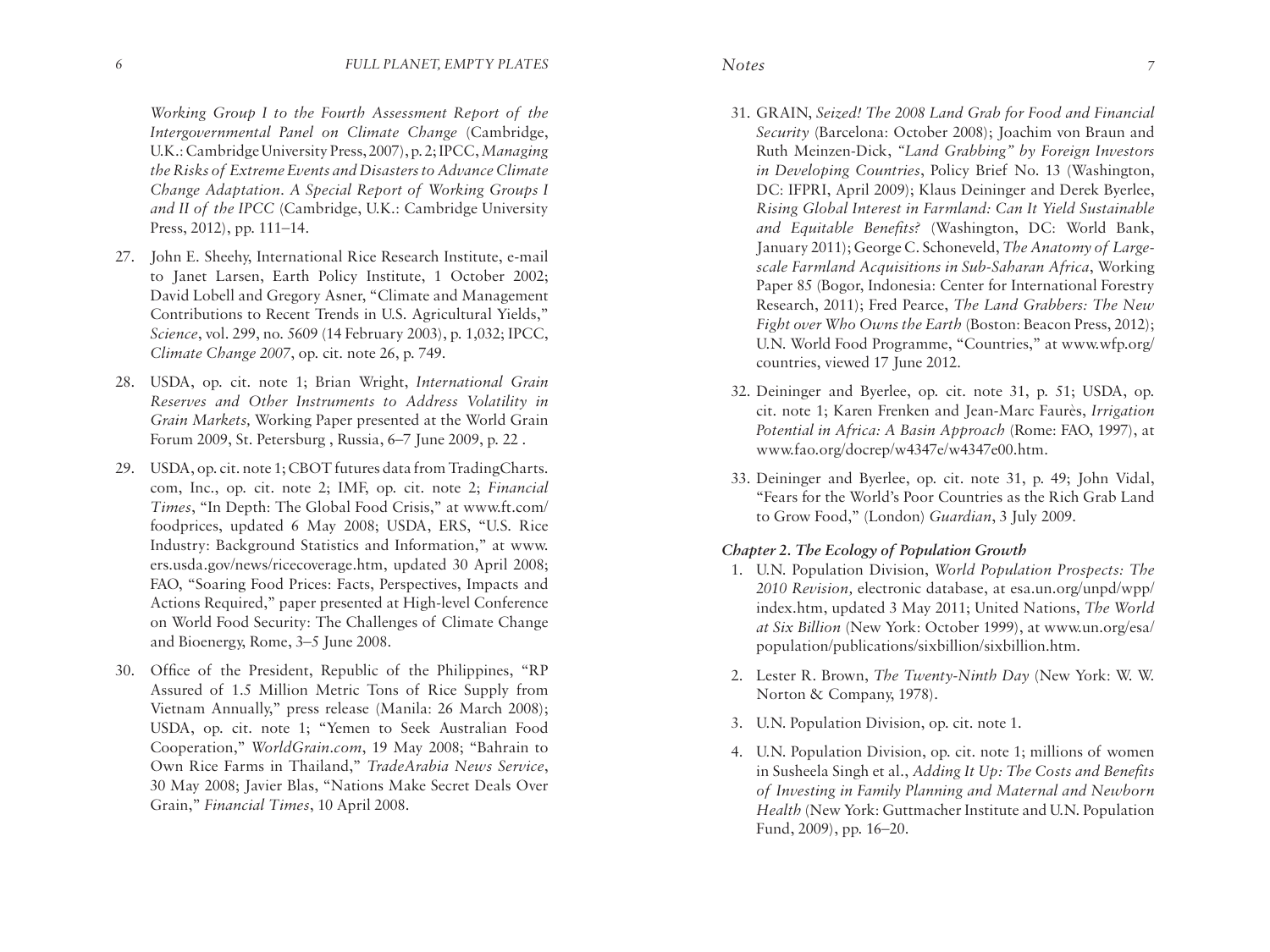*Working Group I to the Fourth Assessment Report of the Intergovernmental Panel on Climate Change* (Cambridge, U.K.: Cambridge University Press, 2007), p. 2; IPCC, *Managing the Risks of Extreme Events and Disasters to Advance Climate Change Adaptation. A Special Report of Working Groups I and II of the IPCC* (Cambridge, U.K.: Cambridge University Press, 2012), pp. 111–14.

27. John E. Sheehy, International Rice Research Institute, e-mail to Janet Larsen, Earth Policy Institute, 1 October 2002; David Lobell and Gregory Asner, "Climate and Management Contributions to Recent Trends in U.S. Agricultural Yields," *Science*, vol. 299, no. 5609 (14 February 2003), p. 1,032; IPCC, *Climate Change 2007*, op. cit. note 26, p. 749.

28. USDA, op. cit. note 1; Brian Wright, *International Grain Reserves and Other Instruments to Address Volatility in Grain Markets,* Working Paper presented at the World Grain Forum 2009, St. Petersburg , Russia, 6–7 June 2009, p. 22 .

29. USDA, op. cit. note 1; CBOT futures data from TradingCharts.com, Inc., op. cit. note 2; IMF, op. cit. note 2; *Financial Times*, "In Depth: The Global Food Crisis," at www.ft.com/foodprices, updated 6 May 2008; USDA, ERS, "U.S. Rice Industry: Background Statistics and Information," at www.ers.usda.gov/news/ricecoverage.htm, updated 30 April 2008; FAO, "Soaring Food Prices: Facts, Perspectives, Impacts and Actions Required," paper presented at High-level Conference on World Food Security: The Challenges of Climate Change and Bioenergy, Rome, 3–5 June 2008.

30. Office of the President, Republic of the Philippines, "RP Assured of 1.5 Million Metric Tons of Rice Supply from Vietnam Annually," press release (Manila: 26 March 2008); USDA, op. cit. note 1; "Yemen to Seek Australian Food Cooperation," *WorldGrain.com*, 19 May 2008; "Bahrain to Own Rice Farms in Thailand," *TradeArabia News Service*, 30 May 2008; Javier Blas, "Nations Make Secret Deals Over Grain," *Financial Times*, 10 April 2008.

31. GRAIN, *Seized! The 2008 Land Grab for Food and Financial Security* (Barcelona: October 2008); Joachim von Braun and Ruth Meinzen-Dick, *"Land Grabbing" by Foreign Investors in Developing Countries*, Policy Brief No. 13 (Washington, DC: IFPRI, April 2009); Klaus Deininger and Derek Byerlee, *Rising Global Interest in Farmland: Can It Yield Sustainable and Equitable Benefits?* (Washington, DC: World Bank, January 2011); George C. Schoneveld, *The Anatomy of Large-scale Farmland Acquisitions in Sub-Saharan Africa*, Working Paper 85 (Bogor, Indonesia: Center for International Forestry Research, 2011); Fred Pearce, *The Land Grabbers: The New Fight over Who Owns the Earth* (Boston: Beacon Press, 2012); U.N. World Food Programme, "Countries," at www.wfp.org/countries, viewed 17 June 2012.

32. Deininger and Byerlee, op. cit. note 31, p. 51; USDA, op. cit. note 1; Karen Frenken and Jean-Marc Faurès, *Irrigation Potential in Africa: A Basin Approach* (Rome: FAO, 1997), at www.fao.org/docrep/w4347e/w4347e00.htm.

33. Deininger and Byerlee, op. cit. note 31, p. 49; John Vidal, "Fears for the World's Poor Countries as the Rich Grab Land to Grow Food," (London) *Guardian*, 3 July 2009.

### *Chapter 2. The Ecology of Population Growth*

1. U.N. Population Division, *World Population Prospects: The 2010 Revision,* electronic database, at esa.un.org/unpd/wpp/index.htm, updated 3 May 2011; United Nations, *The World at Six Billion* (New York: October 1999), at www.un.org/esa/population/publications/sixbillion/sixbillion.htm.

2. Lester R. Brown, *The Twenty-Ninth Day* (New York: W. W. Norton & Company, 1978).

3. U.N. Population Division, op. cit. note 1.

4. U.N. Population Division, op. cit. note 1; millions of women in Susheela Singh et al., *Adding It Up: The Costs and Benefits of Investing in Family Planning and Maternal and Newborn Health* (New York: Guttmacher Institute and U.N. Population Fund, 2009), pp. 16–20.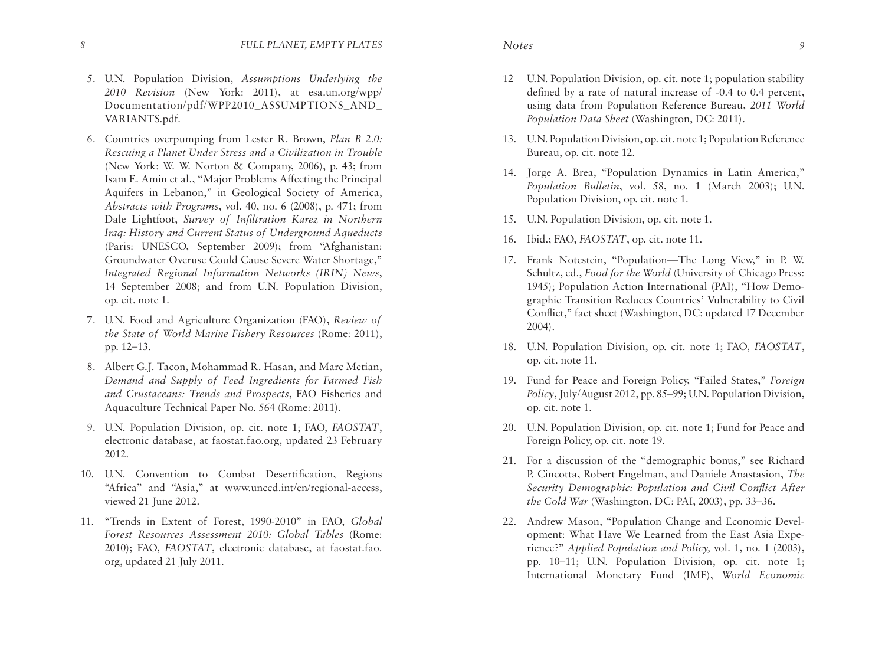5. U.N. Population Division, *Assumptions Underlying the 2010 Revision* (New York: 2011), at esa.un.org/wpp/Documentation/pdf/WPP2010_ASSUMPTIONS_AND_VARIANTS.pdf.

6. Countries overpumping from Lester R. Brown, *Plan B 2.0: Rescuing a Planet Under Stress and a Civilization in Trouble* (New York: W. W. Norton & Company, 2006), p. 43; from Isam E. Amin et al., "Major Problems Affecting the Principal Aquifers in Lebanon," in Geological Society of America, *Abstracts with Programs*, vol. 40, no. 6 (2008), p. 471; from Dale Lightfoot, *Survey of Infiltration Karez in Northern Iraq: History and Current Status of Underground Aqueducts* (Paris: UNESCO, September 2009); from "Afghanistan: Groundwater Overuse Could Cause Severe Water Shortage," *Integrated Regional Information Networks (IRIN) News*, 14 September 2008; and from U.N. Population Division, op. cit. note 1.

7. U.N. Food and Agriculture Organization (FAO), *Review of the State of World Marine Fishery Resources* (Rome: 2011), pp. 12–13.

8. Albert G.J. Tacon, Mohammad R. Hasan, and Marc Metian, *Demand and Supply of Feed Ingredients for Farmed Fish and Crustaceans: Trends and Prospects*, FAO Fisheries and Aquaculture Technical Paper No. 564 (Rome: 2011).

9. U.N. Population Division, op. cit. note 1; FAO, *FAOSTAT*, electronic database, at faostat.fao.org, updated 23 February 2012.

10. U.N. Convention to Combat Desertification, Regions "Africa" and "Asia," at www.unccd.int/en/regional-access, viewed 21 June 2012.

11. "Trends in Extent of Forest, 1990-2010" in FAO, *Global Forest Resources Assessment 2010: Global Tables* (Rome: 2010); FAO, *FAOSTAT*, electronic database, at faostat.fao.org, updated 21 July 2011.

12. U.N. Population Division, op. cit. note 1; population stability defined by a rate of natural increase of -0.4 to 0.4 percent, using data from Population Reference Bureau, *2011 World Population Data Sheet* (Washington, DC: 2011).

13. U.N. Population Division, op. cit. note 1; Population Reference Bureau, op. cit. note 12.

14. Jorge A. Brea, "Population Dynamics in Latin America," *Population Bulletin*, vol. 58, no. 1 (March 2003); U.N. Population Division, op. cit. note 1.

15. U.N. Population Division, op. cit. note 1.

16. Ibid.; FAO, *FAOSTAT*, op. cit. note 11.

17. Frank Notestein, "Population—The Long View," in P. W. Schultz, ed., *Food for the World* (University of Chicago Press: 1945); Population Action International (PAI), "How Demographic Transition Reduces Countries' Vulnerability to Civil Conflict," fact sheet (Washington, DC: updated 17 December 2004).

18. U.N. Population Division, op. cit. note 1; FAO, *FAOSTAT*, op. cit. note 11.

19. Fund for Peace and Foreign Policy, "Failed States," *Foreign Policy*, July/August 2012, pp. 85–99; U.N. Population Division, op. cit. note 1.

20. U.N. Population Division, op. cit. note 1; Fund for Peace and Foreign Policy, op. cit. note 19.

21. For a discussion of the "demographic bonus," see Richard P. Cincotta, Robert Engelman, and Daniele Anastasion, *The Security Demographic: Population and Civil Conflict After the Cold War* (Washington, DC: PAI, 2003), pp. 33–36.

22. Andrew Mason, "Population Change and Economic Development: What Have We Learned from the East Asia Experience?" *Applied Population and Policy,* vol. 1, no. 1 (2003), pp. 10–11; U.N. Population Division, op. cit. note 1; International Monetary Fund (IMF), *World Economic*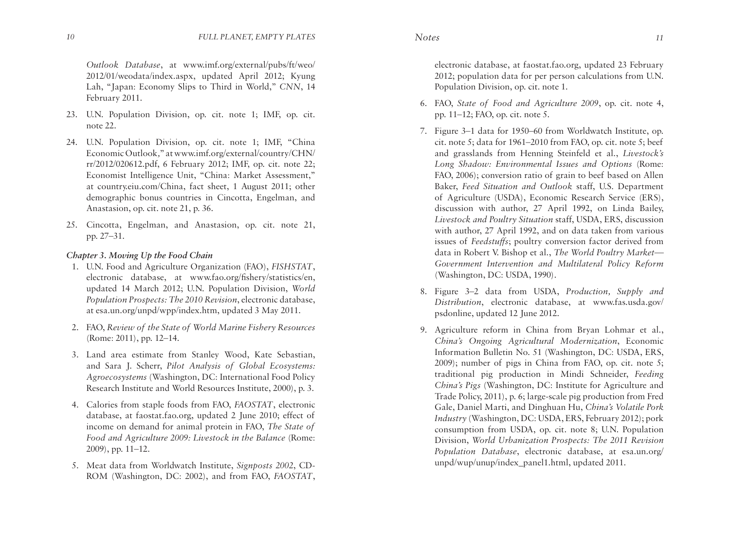*Outlook Database*, at www.imf.org/external/pubs/ft/weo/2012/01/weodata/index.aspx, updated April 2012; Kyung Lah, "Japan: Economy Slips to Third in World," *CNN*, 14 February 2011.

23. U.N. Population Division, op. cit. note 1; IMF, op. cit. note 22.

24. U.N. Population Division, op. cit. note 1; IMF, "China Economic Outlook," at www.imf.org/external/country/CHN/rr/2012/020612.pdf, 6 February 2012; IMF, op. cit. note 22; Economist Intelligence Unit, "China: Market Assessment," at country.eiu.com/China, fact sheet, 1 August 2011; other demographic bonus countries in Cincotta, Engelman, and Anastasion, op. cit. note 21, p. 36.

25. Cincotta, Engelman, and Anastasion, op. cit. note 21, pp. 27–31.

### *Chapter 3. Moving Up the Food Chain*

1. U.N. Food and Agriculture Organization (FAO), *FISHSTAT*, electronic database, at www.fao.org/fishery/statistics/en, updated 14 March 2012; U.N. Population Division, *World Population Prospects: The 2010 Revision*, electronic database, at esa.un.org/unpd/wpp/index.htm, updated 3 May 2011.

2. FAO, *Review of the State of World Marine Fishery Resources* (Rome: 2011), pp. 12–14.

3. Land area estimate from Stanley Wood, Kate Sebastian, and Sara J. Scherr, *Pilot Analysis of Global Ecosystems: Agroecosystems* (Washington, DC: International Food Policy Research Institute and World Resources Institute, 2000), p. 3.

4. Calories from staple foods from FAO, *FAOSTAT*, electronic database, at faostat.fao.org, updated 2 June 2010; effect of income on demand for animal protein in FAO, *The State of Food and Agriculture 2009: Livestock in the Balance* (Rome: 2009), pp. 11–12.

5. Meat data from Worldwatch Institute, *Signposts 2002*, CD-ROM (Washington, DC: 2002), and from FAO, *FAOSTAT*, electronic database, at faostat.fao.org, updated 23 February 2012; population data for per person calculations from U.N. Population Division, op. cit. note 1.

6. FAO, *State of Food and Agriculture 2009*, op. cit. note 4, pp. 11–12; FAO, op. cit. note 5.

7. Figure 3–1 data for 1950–60 from Worldwatch Institute, op. cit. note 5; data for 1961–2010 from FAO, op. cit. note 5; beef and grasslands from Henning Steinfeld et al., *Livestock's Long Shadow: Environmental Issues and Options* (Rome: FAO, 2006); conversion ratio of grain to beef based on Allen Baker, *Feed Situation and Outlook* staff, U.S. Department of Agriculture (USDA), Economic Research Service (ERS), discussion with author, 27 April 1992, on Linda Bailey, *Livestock and Poultry Situation* staff, USDA, ERS, discussion with author, 27 April 1992, and on data taken from various issues of *Feedstuffs*; poultry conversion factor derived from data in Robert V. Bishop et al., *The World Poultry Market—Government Intervention and Multilateral Policy Reform* (Washington, DC: USDA, 1990).

8. Figure 3–2 data from USDA, *Production, Supply and Distribution*, electronic database, at www.fas.usda.gov/psdonline, updated 12 June 2012.

9. Agriculture reform in China from Bryan Lohmar et al., *China's Ongoing Agricultural Modernization*, Economic Information Bulletin No. 51 (Washington, DC: USDA, ERS, 2009); number of pigs in China from FAO, op. cit. note 5; traditional pig production in Mindi Schneider, *Feeding China's Pigs* (Washington, DC: Institute for Agriculture and Trade Policy, 2011), p. 6; large-scale pig production from Fred Gale, Daniel Marti, and Dinghuan Hu, *China's Volatile Pork Industry* (Washington, DC: USDA, ERS, February 2012); pork consumption from USDA, op. cit. note 8; U.N. Population Division, *World Urbanization Prospects: The 2011 Revision Population Database*, electronic database, at esa.un.org/unpd/wup/unup/index_panel1.html, updated 2011.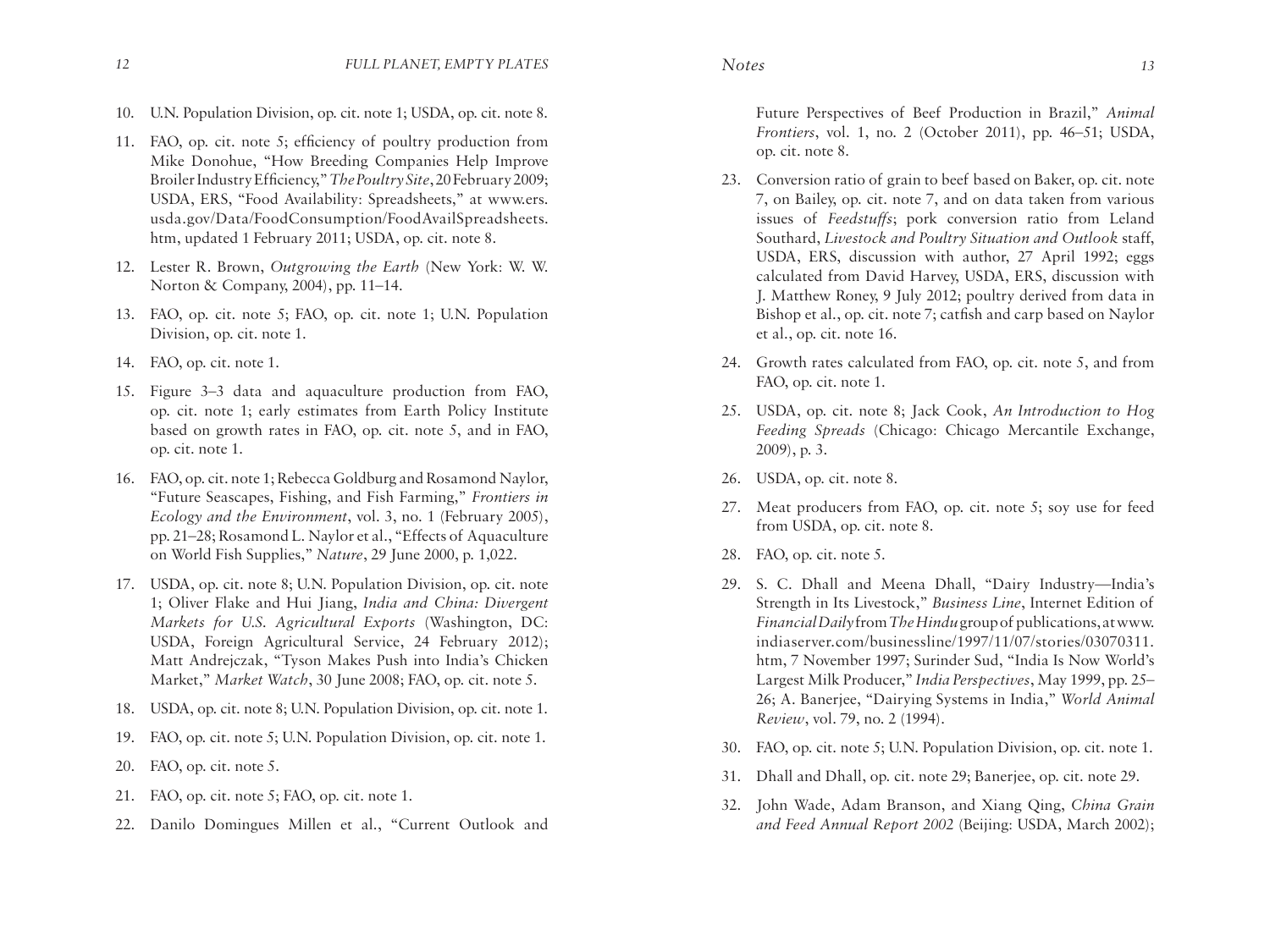10. U.N. Population Division, op. cit. note 1; USDA, op. cit. note 8.

11. FAO, op. cit. note 5; efficiency of poultry production from Mike Donohue, "How Breeding Companies Help Improve Broiler Industry Efficiency," *The Poultry Site*, 20 February 2009; USDA, ERS, "Food Availability: Spreadsheets," at www.ers.usda.gov/Data/FoodConsumption/FoodAvailSpreadsheets.htm, updated 1 February 2011; USDA, op. cit. note 8.

12. Lester R. Brown, *Outgrowing the Earth* (New York: W. W. Norton & Company, 2004), pp. 11–14.

13. FAO, op. cit. note 5; FAO, op. cit. note 1; U.N. Population Division, op. cit. note 1.

14. FAO, op. cit. note 1.

15. Figure 3–3 data and aquaculture production from FAO, op. cit. note 1; early estimates from Earth Policy Institute based on growth rates in FAO, op. cit. note 5, and in FAO, op. cit. note 1.

16. FAO, op. cit. note 1; Rebecca Goldburg and Rosamond Naylor, "Future Seascapes, Fishing, and Fish Farming," *Frontiers in Ecology and the Environment*, vol. 3, no. 1 (February 2005), pp. 21–28; Rosamond L. Naylor et al., "Effects of Aquaculture on World Fish Supplies," *Nature*, 29 June 2000, p. 1,022.

17. USDA, op. cit. note 8; U.N. Population Division, op. cit. note 1; Oliver Flake and Hui Jiang, *India and China: Divergent Markets for U.S. Agricultural Exports* (Washington, DC: USDA, Foreign Agricultural Service, 24 February 2012); Matt Andrejczak, "Tyson Makes Push into India's Chicken Market," *Market Watch*, 30 June 2008; FAO, op. cit. note 5.

18. USDA, op. cit. note 8; U.N. Population Division, op. cit. note 1.

19. FAO, op. cit. note 5; U.N. Population Division, op. cit. note 1.

20. FAO, op. cit. note 5.

21. FAO, op. cit. note 5; FAO, op. cit. note 1.

22. Danilo Domingues Millen et al., "Current Outlook and Future Perspectives of Beef Production in Brazil," *Animal Frontiers*, vol. 1, no. 2 (October 2011), pp. 46–51; USDA, op. cit. note 8.

23. Conversion ratio of grain to beef based on Baker, op. cit. note 7, on Bailey, op. cit. note 7, and on data taken from various issues of *Feedstuffs*; pork conversion ratio from Leland Southard, *Livestock and Poultry Situation and Outlook* staff, USDA, ERS, discussion with author, 27 April 1992; eggs calculated from David Harvey, USDA, ERS, discussion with J. Matthew Roney, 9 July 2012; poultry derived from data in Bishop et al., op. cit. note 7; catfish and carp based on Naylor et al., op. cit. note 16.

24. Growth rates calculated from FAO, op. cit. note 5, and from FAO, op. cit. note 1.

25. USDA, op. cit. note 8; Jack Cook, *An Introduction to Hog Feeding Spreads* (Chicago: Chicago Mercantile Exchange, 2009), p. 3.

26. USDA, op. cit. note 8.

27. Meat producers from FAO, op. cit. note 5; soy use for feed from USDA, op. cit. note 8.

28. FAO, op. cit. note 5.

29. S. C. Dhall and Meena Dhall, "Dairy Industry—India's Strength in Its Livestock," *Business Line*, Internet Edition of *Financial Daily* from *The Hindu* group of publications, at www.indiaserver.com/businessline/1997/11/07/stories/03070311.htm, 7 November 1997; Surinder Sud, "India Is Now World's Largest Milk Producer," *India Perspectives*, May 1999, pp. 25–26; A. Banerjee, "Dairying Systems in India," *World Animal Review*, vol. 79, no. 2 (1994).

30. FAO, op. cit. note 5; U.N. Population Division, op. cit. note 1.

31. Dhall and Dhall, op. cit. note 29; Banerjee, op. cit. note 29.

32. John Wade, Adam Branson, and Xiang Qing, *China Grain and Feed Annual Report 2002* (Beijing: USDA, March 2002);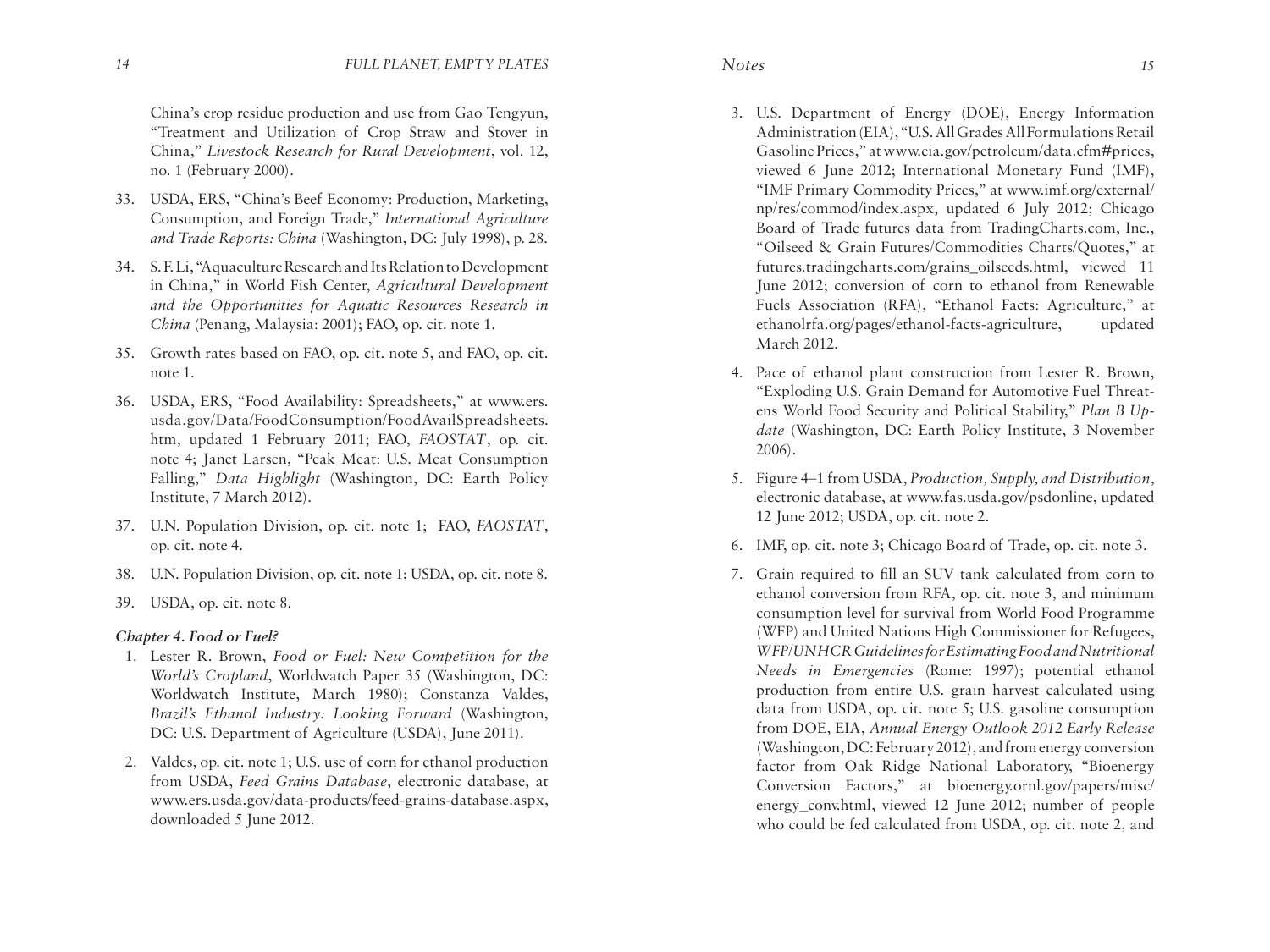China's crop residue production and use from Gao Tengyun, "Treatment and Utilization of Crop Straw and Stover in China," *Livestock Research for Rural Development*, vol. 12, no. 1 (February 2000).

33. USDA, ERS, "China's Beef Economy: Production, Marketing, Consumption, and Foreign Trade," *International Agriculture and Trade Reports: China* (Washington, DC: July 1998), p. 28.

34. S. F. Li, "Aquaculture Research and Its Relation to Development in China," in World Fish Center, *Agricultural Development and the Opportunities for Aquatic Resources Research in China* (Penang, Malaysia: 2001); FAO, op. cit. note 1.

35. Growth rates based on FAO, op. cit. note 5, and FAO, op. cit. note 1.

36. USDA, ERS, "Food Availability: Spreadsheets," at www.ers.usda.gov/Data/FoodConsumption/FoodAvailSpreadsheets.htm, updated 1 February 2011; FAO, *FAOSTAT*, op. cit. note 4; Janet Larsen, "Peak Meat: U.S. Meat Consumption Falling," *Data Highlight* (Washington, DC: Earth Policy Institute, 7 March 2012).

37. U.N. Population Division, op. cit. note 1; FAO, *FAOSTAT*, op. cit. note 4.

38. U.N. Population Division, op. cit. note 1; USDA, op. cit. note 8.

39. USDA, op. cit. note 8.

### *Chapter 4. Food or Fuel?*

1. Lester R. Brown, *Food or Fuel: New Competition for the World's Cropland*, Worldwatch Paper 35 (Washington, DC: Worldwatch Institute, March 1980); Constanza Valdes, *Brazil's Ethanol Industry: Looking Forward* (Washington, DC: U.S. Department of Agriculture (USDA), June 2011).

2. Valdes, op. cit. note 1; U.S. use of corn for ethanol production from USDA, *Feed Grains Database*, electronic database, at www.ers.usda.gov/data-products/feed-grains-database.aspx, downloaded 5 June 2012.

3. U.S. Department of Energy (DOE), Energy Information Administration (EIA), "U.S. All Grades All Formulations Retail Gasoline Prices," at www.eia.gov/petroleum/data.cfm#prices, viewed 6 June 2012; International Monetary Fund (IMF), "IMF Primary Commodity Prices," at www.imf.org/external/np/res/commod/index.aspx, updated 6 July 2012; Chicago Board of Trade futures data from TradingCharts.com, Inc., "Oilseed & Grain Futures/Commodities Charts/Quotes," at futures.tradingcharts.com/grains_oilseeds.html, viewed 11 June 2012; conversion of corn to ethanol from Renewable Fuels Association (RFA), "Ethanol Facts: Agriculture," at ethanolrfa.org/pages/ethanol-facts-agriculture, updated March 2012.

4. Pace of ethanol plant construction from Lester R. Brown, "Exploding U.S. Grain Demand for Automotive Fuel Threatens World Food Security and Political Stability," *Plan B Update* (Washington, DC: Earth Policy Institute, 3 November 2006).

5. Figure 4–1 from USDA, *Production, Supply, and Distribution*, electronic database, at www.fas.usda.gov/psdonline, updated 12 June 2012; USDA, op. cit. note 2.

6. IMF, op. cit. note 3; Chicago Board of Trade, op. cit. note 3.

7. Grain required to fill an SUV tank calculated from corn to ethanol conversion from RFA, op. cit. note 3, and minimum consumption level for survival from World Food Programme (WFP) and United Nations High Commissioner for Refugees, *WFP/UNHCR Guidelines for Estimating Food and Nutritional Needs in Emergencies* (Rome: 1997); potential ethanol production from entire U.S. grain harvest calculated using data from USDA, op. cit. note 5; U.S. gasoline consumption from DOE, EIA, *Annual Energy Outlook 2012 Early Release* (Washington, DC: February 2012), and from energy conversion factor from Oak Ridge National Laboratory, "Bioenergy Conversion Factors," at bioenergy.ornl.gov/papers/misc/energy_conv.html, viewed 12 June 2012; number of people who could be fed calculated from USDA, op. cit. note 2, and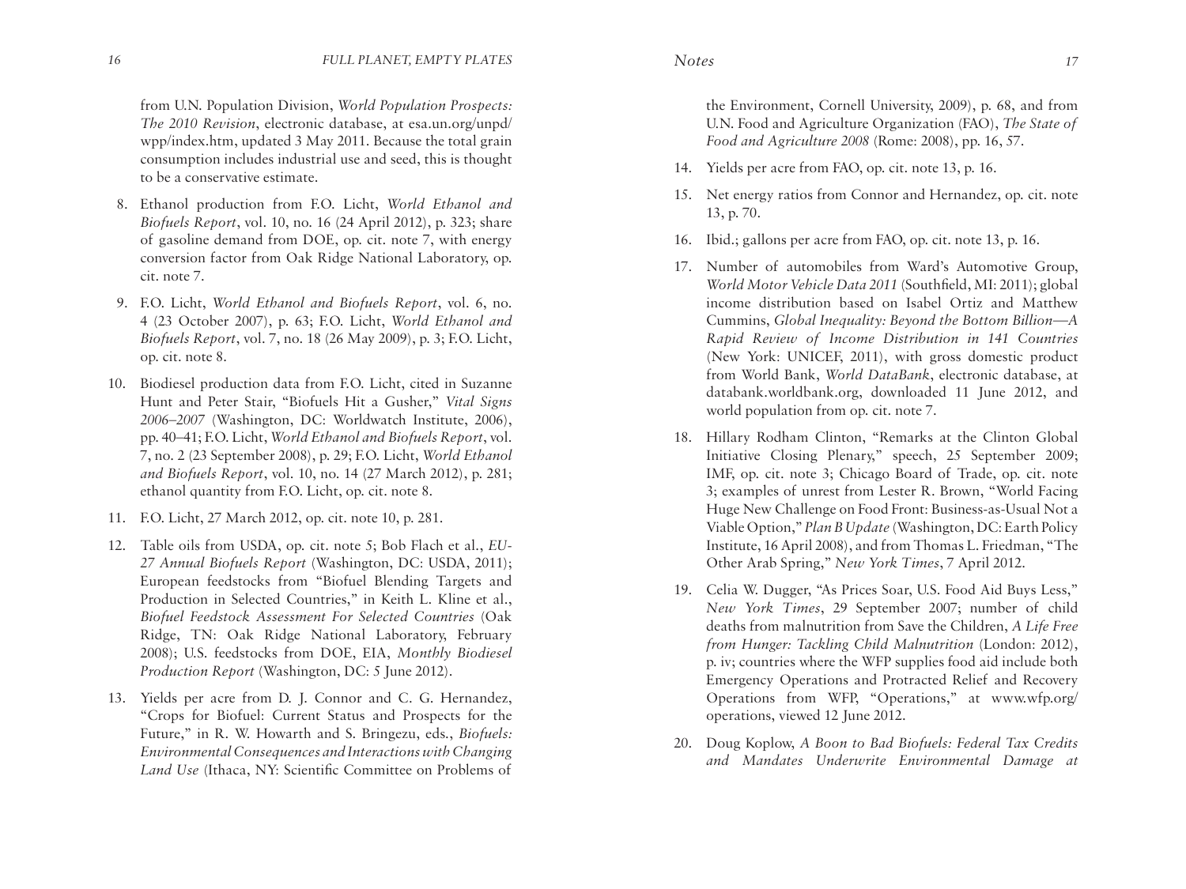from U.N. Population Division, *World Population Prospects: The 2010 Revision*, electronic database, at esa.un.org/unpd/wpp/index.htm, updated 3 May 2011. Because the total grain consumption includes industrial use and seed, this is thought to be a conservative estimate.

8. Ethanol production from F.O. Licht, *World Ethanol and Biofuels Report*, vol. 10, no. 16 (24 April 2012), p. 323; share of gasoline demand from DOE, op. cit. note 7, with energy conversion factor from Oak Ridge National Laboratory, op. cit. note 7.

9. F.O. Licht, *World Ethanol and Biofuels Report*, vol. 6, no. 4 (23 October 2007), p. 63; F.O. Licht, *World Ethanol and Biofuels Report*, vol. 7, no. 18 (26 May 2009), p. 3; F.O. Licht, op. cit. note 8.

10. Biodiesel production data from F.O. Licht, cited in Suzanne Hunt and Peter Stair, "Biofuels Hit a Gusher," *Vital Signs 2006–2007* (Washington, DC: Worldwatch Institute, 2006), pp. 40–41; F.O. Licht, *World Ethanol and Biofuels Report*, vol. 7, no. 2 (23 September 2008), p. 29; F.O. Licht, *World Ethanol and Biofuels Report*, vol. 10, no. 14 (27 March 2012), p. 281; ethanol quantity from F.O. Licht, op. cit. note 8.

11. F.O. Licht, 27 March 2012, op. cit. note 10, p. 281.

12. Table oils from USDA, op. cit. note 5; Bob Flach et al., *EU-27 Annual Biofuels Report* (Washington, DC: USDA, 2011); European feedstocks from "Biofuel Blending Targets and Production in Selected Countries," in Keith L. Kline et al., *Biofuel Feedstock Assessment For Selected Countries* (Oak Ridge, TN: Oak Ridge National Laboratory, February 2008); U.S. feedstocks from DOE, EIA, *Monthly Biodiesel Production Report* (Washington, DC: 5 June 2012).

13. Yields per acre from D. J. Connor and C. G. Hernandez, "Crops for Biofuel: Current Status and Prospects for the Future," in R. W. Howarth and S. Bringezu, eds., *Biofuels: Environmental Consequences and Interactions with Changing Land Use* (Ithaca, NY: Scientific Committee on Problems of the Environment, Cornell University, 2009), p. 68, and from U.N. Food and Agriculture Organization (FAO), *The State of Food and Agriculture 2008* (Rome: 2008), pp. 16, 57.

14. Yields per acre from FAO, op. cit. note 13, p. 16.

15. Net energy ratios from Connor and Hernandez, op. cit. note 13, p. 70.

16. Ibid.; gallons per acre from FAO, op. cit. note 13, p. 16.

17. Number of automobiles from Ward's Automotive Group, *World Motor Vehicle Data 2011* (Southfield, MI: 2011); global income distribution based on Isabel Ortiz and Matthew Cummins, *Global Inequality: Beyond the Bottom Billion—A Rapid Review of Income Distribution in 141 Countries* (New York: UNICEF, 2011), with gross domestic product from World Bank, *World DataBank*, electronic database, at databank.worldbank.org, downloaded 11 June 2012, and world population from op. cit. note 7.

18. Hillary Rodham Clinton, "Remarks at the Clinton Global Initiative Closing Plenary," speech, 25 September 2009; IMF, op. cit. note 3; Chicago Board of Trade, op. cit. note 3; examples of unrest from Lester R. Brown, "World Facing Huge New Challenge on Food Front: Business-as-Usual Not a Viable Option," *Plan B Update* (Washington, DC: Earth Policy Institute, 16 April 2008), and from Thomas L. Friedman, "The Other Arab Spring," *New York Times*, 7 April 2012.

19. Celia W. Dugger, "As Prices Soar, U.S. Food Aid Buys Less," *New York Times*, 29 September 2007; number of child deaths from malnutrition from Save the Children, *A Life Free from Hunger: Tackling Child Malnutrition* (London: 2012), p. iv; countries where the WFP supplies food aid include both Emergency Operations and Protracted Relief and Recovery Operations from WFP, "Operations," at www.wfp.org/operations, viewed 12 June 2012.

20. Doug Koplow, *A Boon to Bad Biofuels: Federal Tax Credits and Mandates Underwrite Environmental Damage at*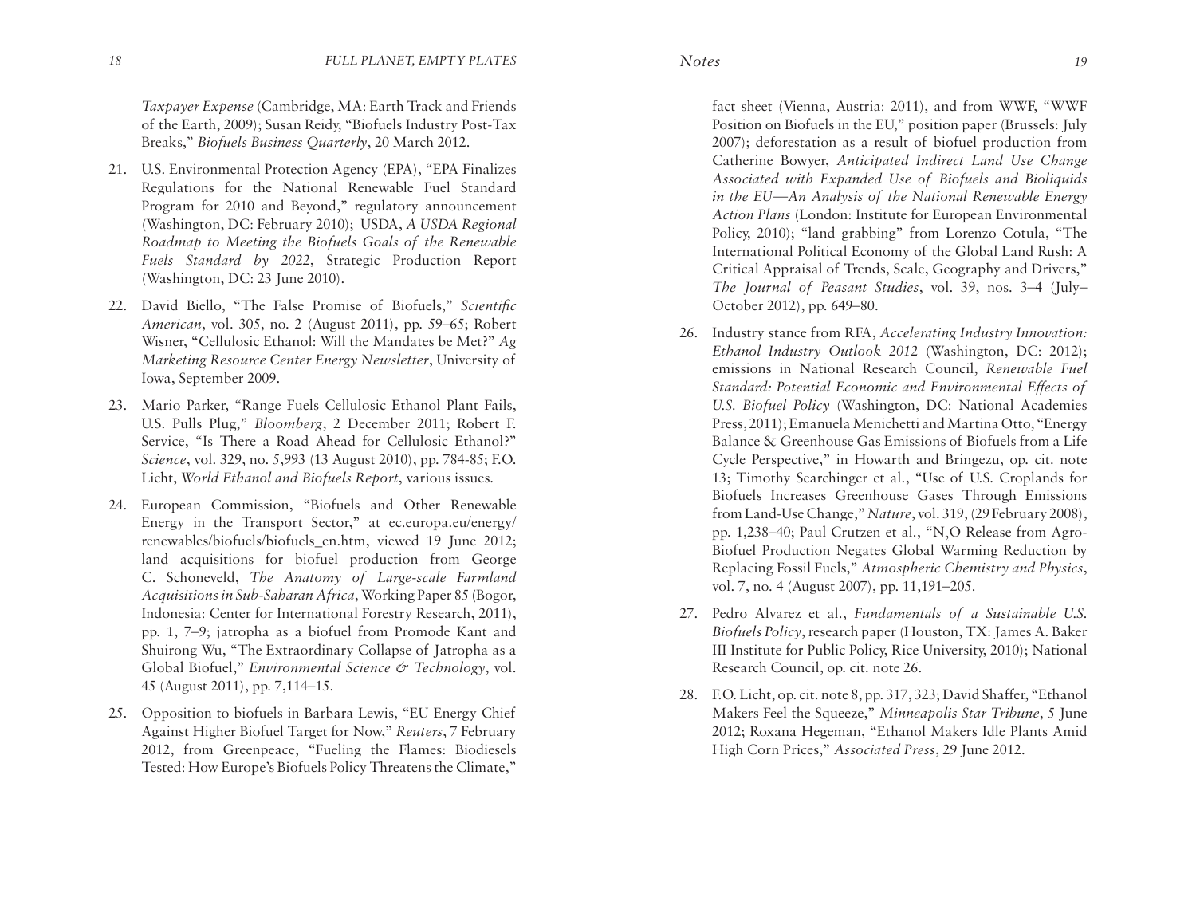*Taxpayer Expense* (Cambridge, MA: Earth Track and Friends of the Earth, 2009); Susan Reidy, "Biofuels Industry Post-Tax Breaks," *Biofuels Business Quarterly*, 20 March 2012.

21. U.S. Environmental Protection Agency (EPA), "EPA Finalizes Regulations for the National Renewable Fuel Standard Program for 2010 and Beyond," regulatory announcement (Washington, DC: February 2010); USDA, *A USDA Regional Roadmap to Meeting the Biofuels Goals of the Renewable Fuels Standard by 2022*, Strategic Production Report (Washington, DC: 23 June 2010).

22. David Biello, "The False Promise of Biofuels," *Scientific American*, vol. 305, no. 2 (August 2011), pp. 59–65; Robert Wisner, "Cellulosic Ethanol: Will the Mandates be Met?" *Ag Marketing Resource Center Energy Newsletter*, University of Iowa, September 2009.

23. Mario Parker, "Range Fuels Cellulosic Ethanol Plant Fails, U.S. Pulls Plug," *Bloomberg*, 2 December 2011; Robert F. Service, "Is There a Road Ahead for Cellulosic Ethanol?" *Science*, vol. 329, no. 5,993 (13 August 2010), pp. 784-85; F.O. Licht, *World Ethanol and Biofuels Report*, various issues.

24. European Commission, "Biofuels and Other Renewable Energy in the Transport Sector," at ec.europa.eu/energy/renewables/biofuels/biofuels_en.htm, viewed 19 June 2012; land acquisitions for biofuel production from George C. Schoneveld, *The Anatomy of Large-scale Farmland Acquisitions in Sub-Saharan Africa*, Working Paper 85 (Bogor, Indonesia: Center for International Forestry Research, 2011), pp. 1, 7–9; jatropha as a biofuel from Promode Kant and Shuirong Wu, "The Extraordinary Collapse of Jatropha as a Global Biofuel," *Environmental Science & Technology*, vol. 45 (August 2011), pp. 7,114–15.

25. Opposition to biofuels in Barbara Lewis, "EU Energy Chief Against Higher Biofuel Target for Now," *Reuters*, 7 February 2012, from Greenpeace, "Fueling the Flames: Biodiesels Tested: How Europe's Biofuels Policy Threatens the Climate," fact sheet (Vienna, Austria: 2011), and from WWF, "WWF Position on Biofuels in the EU," position paper (Brussels: July 2007); deforestation as a result of biofuel production from Catherine Bowyer, *Anticipated Indirect Land Use Change Associated with Expanded Use of Biofuels and Bioliquids in the EU—An Analysis of the National Renewable Energy Action Plans* (London: Institute for European Environmental Policy, 2010); "land grabbing" from Lorenzo Cotula, "The International Political Economy of the Global Land Rush: A Critical Appraisal of Trends, Scale, Geography and Drivers," *The Journal of Peasant Studies*, vol. 39, nos. 3–4 (July–October 2012), pp. 649–80.

26. Industry stance from RFA, *Accelerating Industry Innovation: Ethanol Industry Outlook 2012* (Washington, DC: 2012); emissions in National Research Council, *Renewable Fuel Standard: Potential Economic and Environmental Effects of U.S. Biofuel Policy* (Washington, DC: National Academies Press, 2011); Emanuela Menichetti and Martina Otto, "Energy Balance & Greenhouse Gas Emissions of Biofuels from a Life Cycle Perspective," in Howarth and Bringezu, op. cit. note 13; Timothy Searchinger et al., "Use of U.S. Croplands for Biofuels Increases Greenhouse Gases Through Emissions from Land-Use Change," *Nature*, vol. 319, (29 February 2008), pp. 1,238–40; Paul Crutzen et al., "$N_2O$ Release from Agro-Biofuel Production Negates Global Warming Reduction by Replacing Fossil Fuels," *Atmospheric Chemistry and Physics*, vol. 7, no. 4 (August 2007), pp. 11,191–205.

27. Pedro Alvarez et al., *Fundamentals of a Sustainable U.S. Biofuels Policy*, research paper (Houston, TX: James A. Baker III Institute for Public Policy, Rice University, 2010); National Research Council, op. cit. note 26.

28. F.O. Licht, op. cit. note 8, pp. 317, 323; David Shaffer, "Ethanol Makers Feel the Squeeze," *Minneapolis Star Tribune*, 5 June 2012; Roxana Hegeman, "Ethanol Makers Idle Plants Amid High Corn Prices," *Associated Press*, 29 June 2012.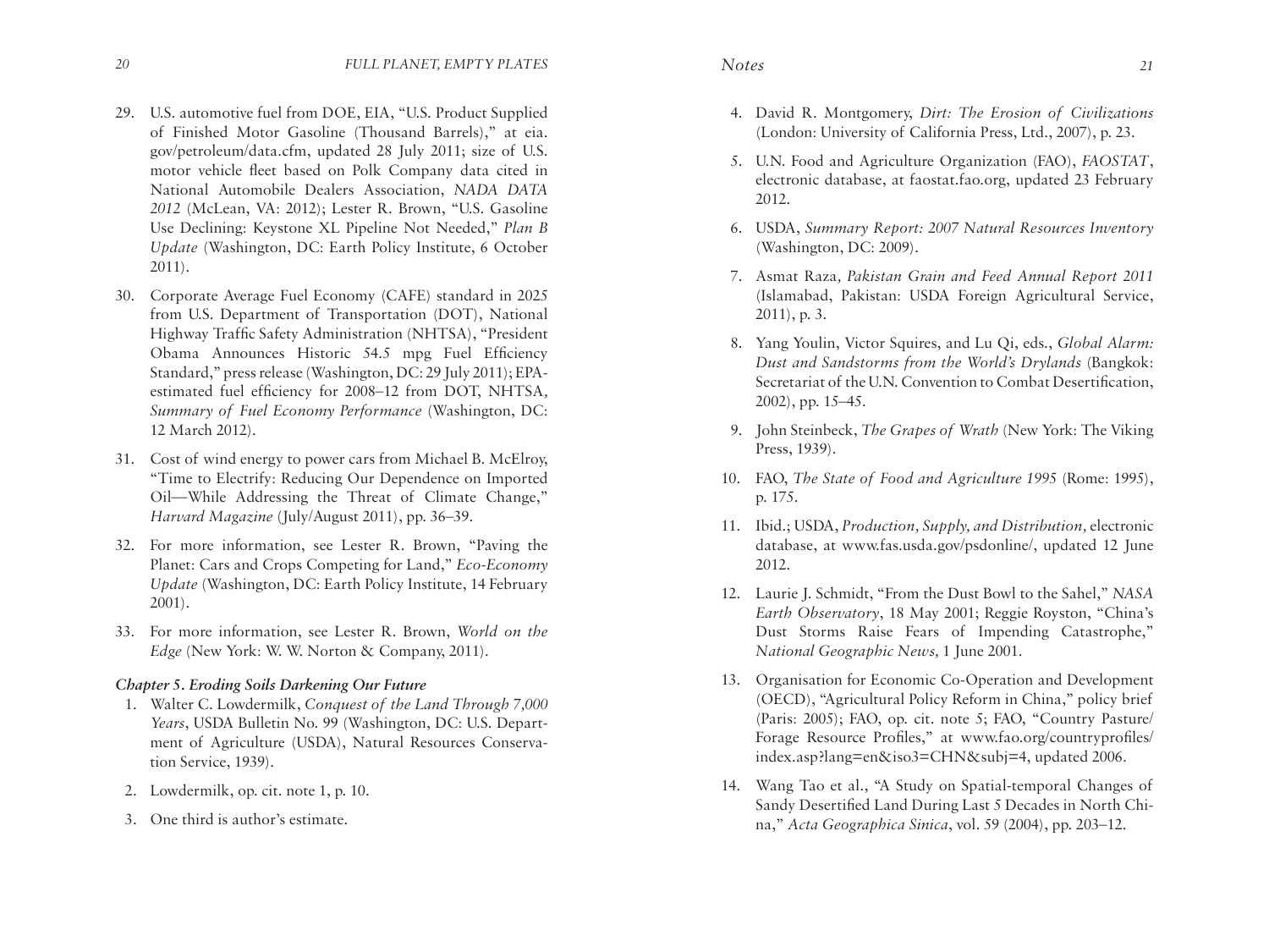29. U.S. automotive fuel from DOE, EIA, "U.S. Product Supplied of Finished Motor Gasoline (Thousand Barrels)," at eia.gov/petroleum/data.cfm, updated 28 July 2011; size of U.S. motor vehicle fleet based on Polk Company data cited in National Automobile Dealers Association, *NADA DATA 2012* (McLean, VA: 2012); Lester R. Brown, "U.S. Gasoline Use Declining: Keystone XL Pipeline Not Needed," *Plan B Update* (Washington, DC: Earth Policy Institute, 6 October 2011).

30. Corporate Average Fuel Economy (CAFE) standard in 2025 from U.S. Department of Transportation (DOT), National Highway Traffic Safety Administration (NHTSA), "President Obama Announces Historic 54.5 mpg Fuel Efficiency Standard," press release (Washington, DC: 29 July 2011); EPA-estimated fuel efficiency for 2008–12 from DOT, NHTSA, *Summary of Fuel Economy Performance* (Washington, DC: 12 March 2012).

31. Cost of wind energy to power cars from Michael B. McElroy, "Time to Electrify: Reducing Our Dependence on Imported Oil—While Addressing the Threat of Climate Change," *Harvard Magazine* (July/August 2011), pp. 36–39.

32. For more information, see Lester R. Brown, "Paving the Planet: Cars and Crops Competing for Land," *Eco-Economy Update* (Washington, DC: Earth Policy Institute, 14 February 2001).

33. For more information, see Lester R. Brown, *World on the Edge* (New York: W. W. Norton & Company, 2011).

### *Chapter 5. Eroding Soils Darkening Our Future*

1. Walter C. Lowdermilk, *Conquest of the Land Through 7,000 Years*, USDA Bulletin No. 99 (Washington, DC: U.S. Department of Agriculture (USDA), Natural Resources Conservation Service, 1939).

2. Lowdermilk, op. cit. note 1, p. 10.

3. One third is author's estimate.

4. David R. Montgomery, *Dirt: The Erosion of Civilizations* (London: University of California Press, Ltd., 2007), p. 23.

5. U.N. Food and Agriculture Organization (FAO), *FAOSTAT*, electronic database, at faostat.fao.org, updated 23 February 2012.

6. USDA, *Summary Report: 2007 Natural Resources Inventory* (Washington, DC: 2009).

7. Asmat Raza, *Pakistan Grain and Feed Annual Report 2011* (Islamabad, Pakistan: USDA Foreign Agricultural Service, 2011), p. 3.

8. Yang Youlin, Victor Squires, and Lu Qi, eds., *Global Alarm: Dust and Sandstorms from the World's Drylands* (Bangkok: Secretariat of the U.N. Convention to Combat Desertification, 2002), pp. 15–45.

9. John Steinbeck, *The Grapes of Wrath* (New York: The Viking Press, 1939).

10. FAO, *The State of Food and Agriculture 1995* (Rome: 1995), p. 175.

11. Ibid.; USDA, *Production, Supply, and Distribution,* electronic database, at www.fas.usda.gov/psdonline/, updated 12 June 2012.

12. Laurie J. Schmidt, "From the Dust Bowl to the Sahel," *NASA Earth Observatory*, 18 May 2001; Reggie Royston, "China's Dust Storms Raise Fears of Impending Catastrophe," *National Geographic News,* 1 June 2001.

13. Organisation for Economic Co-Operation and Development (OECD), "Agricultural Policy Reform in China," policy brief (Paris: 2005); FAO, op. cit. note 5; FAO, "Country Pasture/Forage Resource Profiles," at www.fao.org/countryprofiles/index.asp?lang=en&iso3=CHN&subj=4, updated 2006.

14. Wang Tao et al., "A Study on Spatial-temporal Changes of Sandy Desertified Land During Last 5 Decades in North China," *Acta Geographica Sinica*, vol. 59 (2004), pp. 203–12.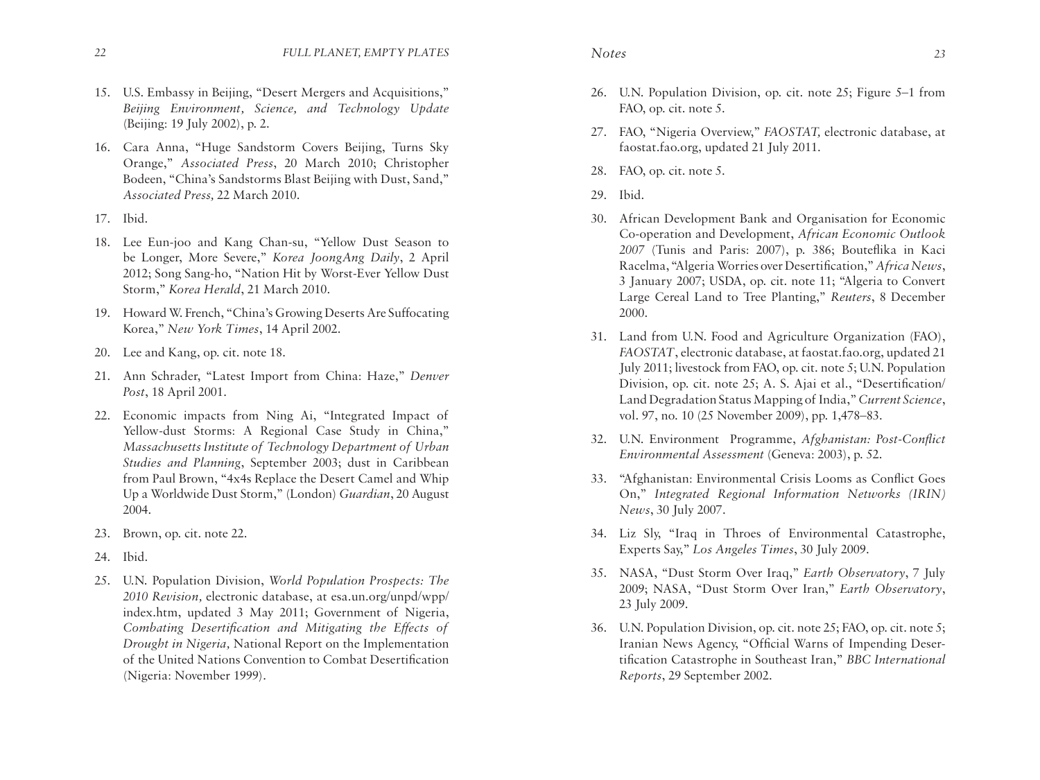15. U.S. Embassy in Beijing, "Desert Mergers and Acquisitions," *Beijing Environment, Science, and Technology Update* (Beijing: 19 July 2002), p. 2.

16. Cara Anna, "Huge Sandstorm Covers Beijing, Turns Sky Orange," *Associated Press*, 20 March 2010; Christopher Bodeen, "China's Sandstorms Blast Beijing with Dust, Sand," *Associated Press,* 22 March 2010.

17. Ibid.

18. Lee Eun-joo and Kang Chan-su, "Yellow Dust Season to be Longer, More Severe," *Korea JoongAng Daily*, 2 April 2012; Song Sang-ho, "Nation Hit by Worst-Ever Yellow Dust Storm," *Korea Herald*, 21 March 2010.

19. Howard W. French, "China's Growing Deserts Are Suffocating Korea," *New York Times*, 14 April 2002.

20. Lee and Kang, op. cit. note 18.

21. Ann Schrader, "Latest Import from China: Haze," *Denver Post*, 18 April 2001.

22. Economic impacts from Ning Ai, "Integrated Impact of Yellow-dust Storms: A Regional Case Study in China," *Massachusetts Institute of Technology Department of Urban Studies and Planning*, September 2003; dust in Caribbean from Paul Brown, "4x4s Replace the Desert Camel and Whip Up a Worldwide Dust Storm," (London) *Guardian*, 20 August 2004.

23. Brown, op. cit. note 22.

24. Ibid.

25. U.N. Population Division, *World Population Prospects: The 2010 Revision,* electronic database, at esa.un.org/unpd/wpp/index.htm, updated 3 May 2011; Government of Nigeria, *Combating Desertification and Mitigating the Effects of Drought in Nigeria,* National Report on the Implementation of the United Nations Convention to Combat Desertification (Nigeria: November 1999).

26. U.N. Population Division, op. cit. note 25; Figure 5–1 from FAO, op. cit. note 5.

27. FAO, "Nigeria Overview," *FAOSTAT,* electronic database, at faostat.fao.org, updated 21 July 2011.

28. FAO, op. cit. note 5.

29. Ibid.

30. African Development Bank and Organisation for Economic Co-operation and Development, *African Economic Outlook 2007* (Tunis and Paris: 2007), p. 386; Bouteflika in Kaci Racelma, "Algeria Worries over Desertification," *Africa News*, 3 January 2007; USDA, op. cit. note 11; "Algeria to Convert Large Cereal Land to Tree Planting," *Reuters*, 8 December 2000.

31. Land from U.N. Food and Agriculture Organization (FAO), *FAOSTAT*, electronic database, at faostat.fao.org, updated 21 July 2011; livestock from FAO, op. cit. note 5; U.N. Population Division, op. cit. note 25; A. S. Ajai et al., "Desertification/Land Degradation Status Mapping of India," *Current Science*, vol. 97, no. 10 (25 November 2009), pp. 1,478–83.

32. U.N. Environment Programme, *Afghanistan: Post-Conflict Environmental Assessment* (Geneva: 2003), p. 52.

33. "Afghanistan: Environmental Crisis Looms as Conflict Goes On," *Integrated Regional Information Networks (IRIN) News*, 30 July 2007.

34. Liz Sly, "Iraq in Throes of Environmental Catastrophe, Experts Say," *Los Angeles Times*, 30 July 2009.

35. NASA, "Dust Storm Over Iraq," *Earth Observatory*, 7 July 2009; NASA, "Dust Storm Over Iran," *Earth Observatory*, 23 July 2009.

36. U.N. Population Division, op. cit. note 25; FAO, op. cit. note 5; Iranian News Agency, "Official Warns of Impending Desertification Catastrophe in Southeast Iran," *BBC International Reports*, 29 September 2002.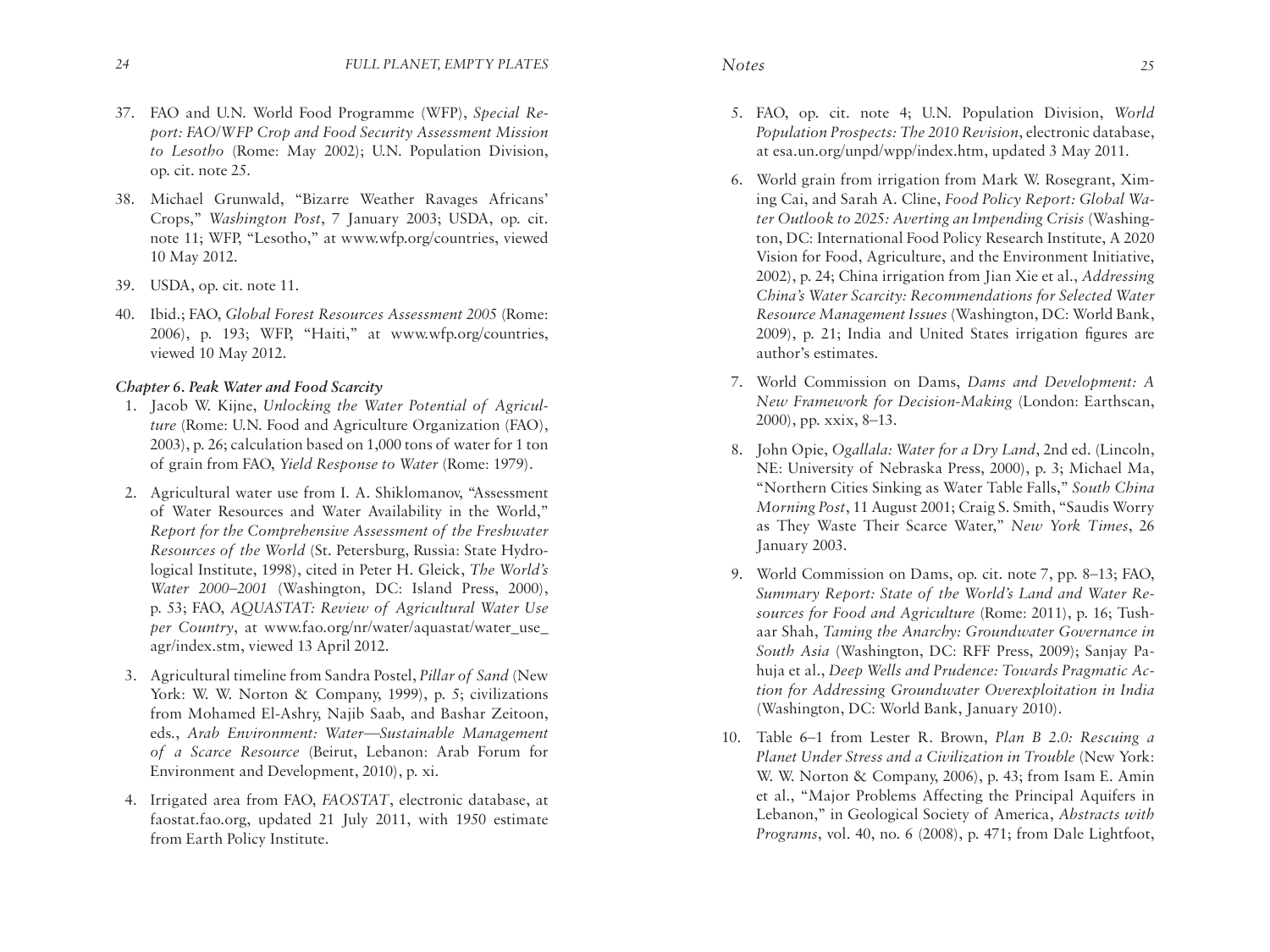37. FAO and U.N. World Food Programme (WFP), *Special Report: FAO/WFP Crop and Food Security Assessment Mission to Lesotho* (Rome: May 2002); U.N. Population Division, op. cit. note 25.

38. Michael Grunwald, "Bizarre Weather Ravages Africans' Crops," *Washington Post*, 7 January 2003; USDA, op. cit. note 11; WFP, "Lesotho," at www.wfp.org/countries, viewed 10 May 2012.

39. USDA, op. cit. note 11.

40. Ibid.; FAO, *Global Forest Resources Assessment 2005* (Rome: 2006), p. 193; WFP, "Haiti," at www.wfp.org/countries, viewed 10 May 2012.

***Chapter 6. Peak Water and Food Scarcity***

1. Jacob W. Kijne, *Unlocking the Water Potential of Agriculture* (Rome: U.N. Food and Agriculture Organization (FAO), 2003), p. 26; calculation based on 1,000 tons of water for 1 ton of grain from FAO, *Yield Response to Water* (Rome: 1979).

2. Agricultural water use from I. A. Shiklomanov, "Assessment of Water Resources and Water Availability in the World," *Report for the Comprehensive Assessment of the Freshwater Resources of the World* (St. Petersburg, Russia: State Hydrological Institute, 1998), cited in Peter H. Gleick, *The World's Water 2000–2001* (Washington, DC: Island Press, 2000), p. 53; FAO, *AQUASTAT: Review of Agricultural Water Use per Country*, at www.fao.org/nr/water/aquastat/water_use_agr/index.stm, viewed 13 April 2012.

3. Agricultural timeline from Sandra Postel, *Pillar of Sand* (New York: W. W. Norton & Company, 1999), p. 5; civilizations from Mohamed El-Ashry, Najib Saab, and Bashar Zeitoon, eds., *Arab Environment: Water—Sustainable Management of a Scarce Resource* (Beirut, Lebanon: Arab Forum for Environment and Development, 2010), p. xi.

4. Irrigated area from FAO, *FAOSTAT*, electronic database, at faostat.fao.org, updated 21 July 2011, with 1950 estimate from Earth Policy Institute.

5. FAO, op. cit. note 4; U.N. Population Division, *World Population Prospects: The 2010 Revision*, electronic database, at esa.un.org/unpd/wpp/index.htm, updated 3 May 2011.

6. World grain from irrigation from Mark W. Rosegrant, Ximing Cai, and Sarah A. Cline, *Food Policy Report: Global Water Outlook to 2025: Averting an Impending Crisis* (Washington, DC: International Food Policy Research Institute, A 2020 Vision for Food, Agriculture, and the Environment Initiative, 2002), p. 24; China irrigation from Jian Xie et al., *Addressing China's Water Scarcity: Recommendations for Selected Water Resource Management Issues* (Washington, DC: World Bank, 2009), p. 21; India and United States irrigation figures are author's estimates.

7. World Commission on Dams, *Dams and Development: A New Framework for Decision-Making* (London: Earthscan, 2000), pp. xxix, 8–13.

8. John Opie, *Ogallala: Water for a Dry Land*, 2nd ed. (Lincoln, NE: University of Nebraska Press, 2000), p. 3; Michael Ma, "Northern Cities Sinking as Water Table Falls," *South China Morning Post*, 11 August 2001; Craig S. Smith, "Saudis Worry as They Waste Their Scarce Water," *New York Times*, 26 January 2003.

9. World Commission on Dams, op. cit. note 7, pp. 8–13; FAO, *Summary Report: State of the World's Land and Water Resources for Food and Agriculture* (Rome: 2011), p. 16; Tushaar Shah, *Taming the Anarchy: Groundwater Governance in South Asia* (Washington, DC: RFF Press, 2009); Sanjay Pahuja et al., *Deep Wells and Prudence: Towards Pragmatic Action for Addressing Groundwater Overexploitation in India* (Washington, DC: World Bank, January 2010).

10. Table 6–1 from Lester R. Brown, *Plan B 2.0: Rescuing a Planet Under Stress and a Civilization in Trouble* (New York: W. W. Norton & Company, 2006), p. 43; from Isam E. Amin et al., "Major Problems Affecting the Principal Aquifers in Lebanon," in Geological Society of America, *Abstracts with Programs*, vol. 40, no. 6 (2008), p. 471; from Dale Lightfoot,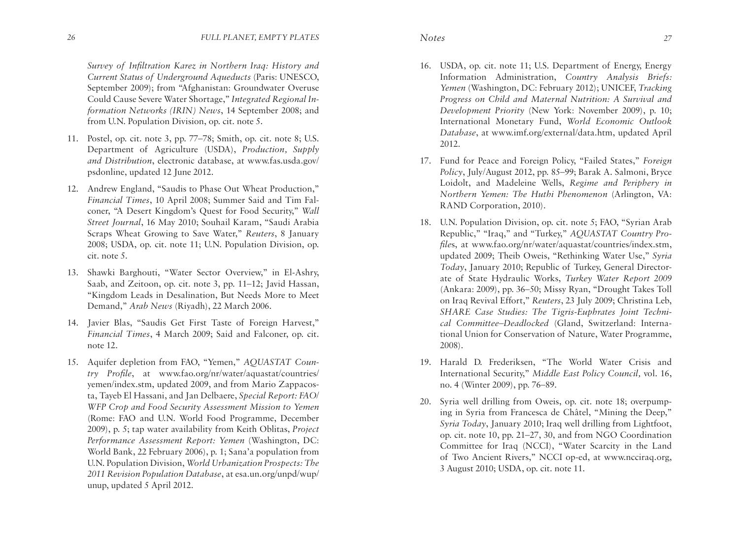*Survey of Infiltration Karez in Northern Iraq: History and Current Status of Underground Aqueducts* (Paris: UNESCO, September 2009); from "Afghanistan: Groundwater Overuse Could Cause Severe Water Shortage," *Integrated Regional Information Networks (IRIN) News*, 14 September 2008; and from U.N. Population Division, op. cit. note 5.

11. Postel, op. cit. note 3, pp. 77–78; Smith, op. cit. note 8; U.S. Department of Agriculture (USDA), *Production, Supply and Distribution*, electronic database, at www.fas.usda.gov/psdonline, updated 12 June 2012.

12. Andrew England, "Saudis to Phase Out Wheat Production," *Financial Times*, 10 April 2008; Summer Said and Tim Falconer, "A Desert Kingdom's Quest for Food Security," *Wall Street Journal*, 16 May 2010; Souhail Karam, "Saudi Arabia Scraps Wheat Growing to Save Water," *Reuters*, 8 January 2008; USDA, op. cit. note 11; U.N. Population Division, op. cit. note 5.

13. Shawki Barghouti, "Water Sector Overview," in El-Ashry, Saab, and Zeitoon, op. cit. note 3, pp. 11–12; Javid Hassan, "Kingdom Leads in Desalination, But Needs More to Meet Demand," *Arab News* (Riyadh), 22 March 2006.

14. Javier Blas, "Saudis Get First Taste of Foreign Harvest," *Financial Times*, 4 March 2009; Said and Falconer, op. cit. note 12.

15. Aquifer depletion from FAO, "Yemen," *AQUASTAT Country Profile*, at www.fao.org/nr/water/aquastat/countries/yemen/index.stm, updated 2009, and from Mario Zappacosta, Tayeb El Hassani, and Jan Delbaere, *Special Report: FAO/WFP Crop and Food Security Assessment Mission to Yemen* (Rome: FAO and U.N. World Food Programme, December 2009), p. 5; tap water availability from Keith Oblitas, *Project Performance Assessment Report: Yemen* (Washington, DC: World Bank, 22 February 2006), p. 1; Sana'a population from U.N. Population Division, *World Urbanization Prospects: The 2011 Revision Population Database*, at esa.un.org/unpd/wup/unup, updated 5 April 2012.

16. USDA, op. cit. note 11; U.S. Department of Energy, Energy Information Administration, *Country Analysis Briefs: Yemen* (Washington, DC: February 2012); UNICEF, *Tracking Progress on Child and Maternal Nutrition: A Survival and Development Priority* (New York: November 2009), p. 10; International Monetary Fund, *World Economic Outlook Database*, at www.imf.org/external/data.htm, updated April 2012.

17. Fund for Peace and Foreign Policy, "Failed States," *Foreign Policy*, July/August 2012, pp. 85–99; Barak A. Salmoni, Bryce Loidolt, and Madeleine Wells, *Regime and Periphery in Northern Yemen: The Huthi Phenomenon* (Arlington, VA: RAND Corporation, 2010).

18. U.N. Population Division, op. cit. note 5; FAO, "Syrian Arab Republic," "Iraq," and "Turkey," *AQUASTAT Country Profiles*, at www.fao.org/nr/water/aquastat/countries/index.stm, updated 2009; Theib Oweis, "Rethinking Water Use," *Syria Today*, January 2010; Republic of Turkey, General Directorate of State Hydraulic Works, *Turkey Water Report 2009* (Ankara: 2009), pp. 36–50; Missy Ryan, "Drought Takes Toll on Iraq Revival Effort," *Reuters*, 23 July 2009; Christina Leb, *SHARE Case Studies: The Tigris-Euphrates Joint Technical Committee–Deadlocked* (Gland, Switzerland: International Union for Conservation of Nature, Water Programme, 2008).

19. Harald D. Frederiksen, "The World Water Crisis and International Security," *Middle East Policy Council*, vol. 16, no. 4 (Winter 2009), pp. 76–89.

20. Syria well drilling from Oweis, op. cit. note 18; overpumping in Syria from Francesca de Châtel, "Mining the Deep," *Syria Today*, January 2010; Iraq well drilling from Lightfoot, op. cit. note 10, pp. 21–27, 30, and from NGO Coordination Committee for Iraq (NCCI), "Water Scarcity in the Land of Two Ancient Rivers," NCCI op-ed, at www.ncciraq.org, 3 August 2010; USDA, op. cit. note 11.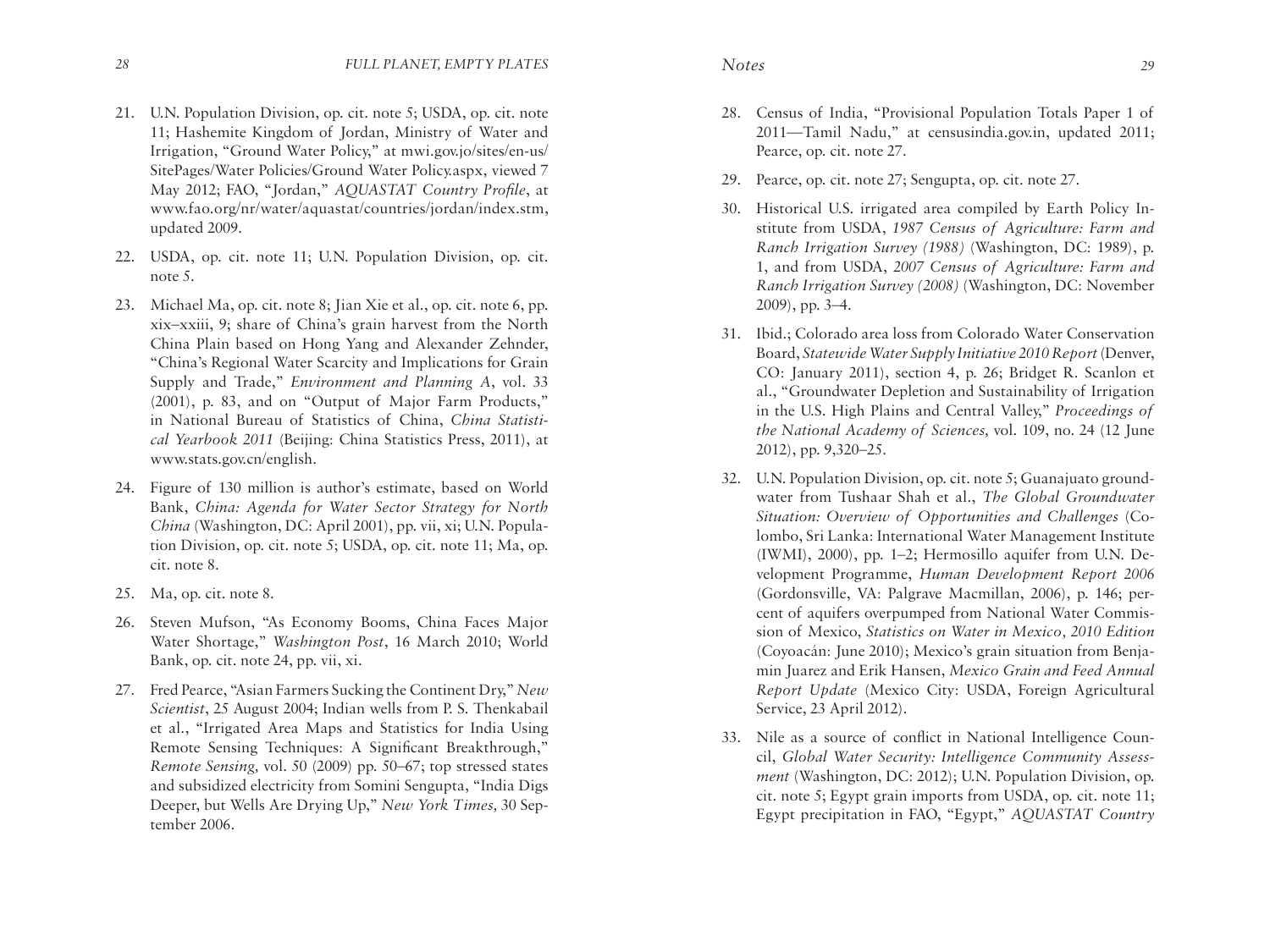21. U.N. Population Division, op. cit. note 5; USDA, op. cit. note 11; Hashemite Kingdom of Jordan, Ministry of Water and Irrigation, "Ground Water Policy," at mwi.gov.jo/sites/en-us/SitePages/Water Policies/Ground Water Policy.aspx, viewed 7 May 2012; FAO, "Jordan," *AQUASTAT Country Profile*, at www.fao.org/nr/water/aquastat/countries/jordan/index.stm, updated 2009.

22. USDA, op. cit. note 11; U.N. Population Division, op. cit. note 5.

23. Michael Ma, op. cit. note 8; Jian Xie et al., op. cit. note 6, pp. xix–xxiii, 9; share of China's grain harvest from the North China Plain based on Hong Yang and Alexander Zehnder, "China's Regional Water Scarcity and Implications for Grain Supply and Trade," *Environment and Planning A*, vol. 33 (2001), p. 83, and on "Output of Major Farm Products," in National Bureau of Statistics of China, *China Statistical Yearbook 2011* (Beijing: China Statistics Press, 2011), at www.stats.gov.cn/english.

24. Figure of 130 million is author's estimate, based on World Bank, *China: Agenda for Water Sector Strategy for North China* (Washington, DC: April 2001), pp. vii, xi; U.N. Population Division, op. cit. note 5; USDA, op. cit. note 11; Ma, op. cit. note 8.

25. Ma, op. cit. note 8.

26. Steven Mufson, "As Economy Booms, China Faces Major Water Shortage," *Washington Post*, 16 March 2010; World Bank, op. cit. note 24, pp. vii, xi.

27. Fred Pearce, "Asian Farmers Sucking the Continent Dry," *New Scientist*, 25 August 2004; Indian wells from P. S. Thenkabail et al., "Irrigated Area Maps and Statistics for India Using Remote Sensing Techniques: A Significant Breakthrough," *Remote Sensing,* vol. 50 (2009) pp. 50–67; top stressed states and subsidized electricity from Somini Sengupta, "India Digs Deeper, but Wells Are Drying Up," *New York Times,* 30 September 2006.

28. Census of India, "Provisional Population Totals Paper 1 of 2011—Tamil Nadu," at censusindia.gov.in, updated 2011; Pearce, op. cit. note 27.

29. Pearce, op. cit. note 27; Sengupta, op. cit. note 27.

30. Historical U.S. irrigated area compiled by Earth Policy Institute from USDA, *1987 Census of Agriculture: Farm and Ranch Irrigation Survey (1988)* (Washington, DC: 1989), p. 1, and from USDA, *2007 Census of Agriculture: Farm and Ranch Irrigation Survey (2008)* (Washington, DC: November 2009), pp. 3–4.

31. Ibid.; Colorado area loss from Colorado Water Conservation Board, *Statewide Water Supply Initiative 2010 Report* (Denver, CO: January 2011), section 4, p. 26; Bridget R. Scanlon et al., "Groundwater Depletion and Sustainability of Irrigation in the U.S. High Plains and Central Valley," *Proceedings of the National Academy of Sciences,* vol. 109, no. 24 (12 June 2012), pp. 9,320–25.

32. U.N. Population Division, op. cit. note 5; Guanajuato groundwater from Tushaar Shah et al., *The Global Groundwater Situation: Overview of Opportunities and Challenges* (Colombo, Sri Lanka: International Water Management Institute (IWMI), 2000), pp. 1–2; Hermosillo aquifer from U.N. Development Programme, *Human Development Report 2006* (Gordonsville, VA: Palgrave Macmillan, 2006), p. 146; percent of aquifers overpumped from National Water Commission of Mexico, *Statistics on Water in Mexico, 2010 Edition* (Coyoacán: June 2010); Mexico's grain situation from Benjamin Juarez and Erik Hansen, *Mexico Grain and Feed Annual Report Update* (Mexico City: USDA, Foreign Agricultural Service, 23 April 2012).

33. Nile as a source of conflict in National Intelligence Council, *Global Water Security: Intelligence Community Assessment* (Washington, DC: 2012); U.N. Population Division, op. cit. note 5; Egypt grain imports from USDA, op. cit. note 11; Egypt precipitation in FAO, "Egypt," *AQUASTAT Country*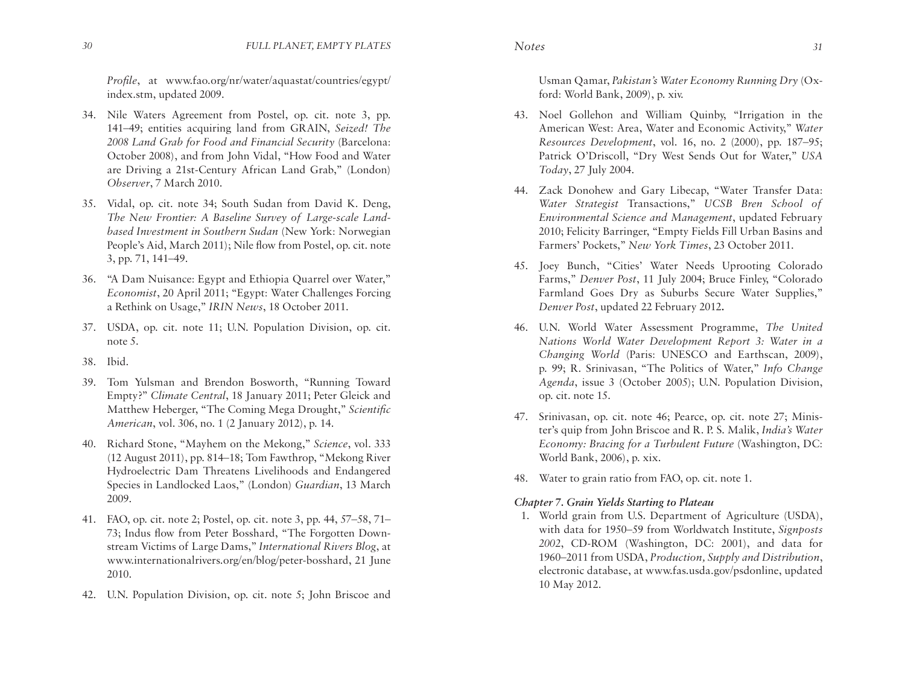*Profile*, at www.fao.org/nr/water/aquastat/countries/egypt/index.stm, updated 2009.

34. Nile Waters Agreement from Postel, op. cit. note 3, pp. 141–49; entities acquiring land from GRAIN, *Seized! The 2008 Land Grab for Food and Financial Security* (Barcelona: October 2008), and from John Vidal, "How Food and Water are Driving a 21st-Century African Land Grab," (London) *Observer*, 7 March 2010.

35. Vidal, op. cit. note 34; South Sudan from David K. Deng, *The New Frontier: A Baseline Survey of Large-scale Land-based Investment in Southern Sudan* (New York: Norwegian People's Aid, March 2011); Nile flow from Postel, op. cit. note 3, pp. 71, 141–49.

36. "A Dam Nuisance: Egypt and Ethiopia Quarrel over Water," *Economist*, 20 April 2011; "Egypt: Water Challenges Forcing a Rethink on Usage," *IRIN News*, 18 October 2011.

37. USDA, op. cit. note 11; U.N. Population Division, op. cit. note 5.

38. Ibid.

39. Tom Yulsman and Brendon Bosworth, "Running Toward Empty?" *Climate Central*, 18 January 2011; Peter Gleick and Matthew Heberger, "The Coming Mega Drought," *Scientific American*, vol. 306, no. 1 (2 January 2012), p. 14.

40. Richard Stone, "Mayhem on the Mekong," *Science*, vol. 333 (12 August 2011), pp. 814–18; Tom Fawthrop, "Mekong River Hydroelectric Dam Threatens Livelihoods and Endangered Species in Landlocked Laos," (London) *Guardian*, 13 March 2009.

41. FAO, op. cit. note 2; Postel, op. cit. note 3, pp. 44, 57–58, 71–73; Indus flow from Peter Bosshard, "The Forgotten Downstream Victims of Large Dams," *International Rivers Blog*, at www.internationalrivers.org/en/blog/peter-bosshard, 21 June 2010.

42. U.N. Population Division, op. cit. note 5; John Briscoe and Usman Qamar, *Pakistan's Water Economy Running Dry* (Oxford: World Bank, 2009), p. xiv.

43. Noel Gollehon and William Quinby, "Irrigation in the American West: Area, Water and Economic Activity," *Water Resources Development*, vol. 16, no. 2 (2000), pp. 187–95; Patrick O'Driscoll, "Dry West Sends Out for Water," *USA Today*, 27 July 2004.

44. Zack Donohew and Gary Libecap, "Water Transfer Data: *Water Strategist* Transactions," *UCSB Bren School of Environmental Science and Management*, updated February 2010; Felicity Barringer, "Empty Fields Fill Urban Basins and Farmers' Pockets," *New York Times*, 23 October 2011.

45. Joey Bunch, "Cities' Water Needs Uprooting Colorado Farms," *Denver Post*, 11 July 2004; Bruce Finley, "Colorado Farmland Goes Dry as Suburbs Secure Water Supplies," *Denver Post*, updated 22 February 2012.

46. U.N. World Water Assessment Programme, *The United Nations World Water Development Report 3: Water in a Changing World* (Paris: UNESCO and Earthscan, 2009), p. 99; R. Srinivasan, "The Politics of Water," *Info Change Agenda*, issue 3 (October 2005); U.N. Population Division, op. cit. note 15.

47. Srinivasan, op. cit. note 46; Pearce, op. cit. note 27; Minister's quip from John Briscoe and R. P. S. Malik, *India's Water Economy: Bracing for a Turbulent Future* (Washington, DC: World Bank, 2006), p. xix.

48. Water to grain ratio from FAO, op. cit. note 1.

### *Chapter 7. Grain Yields Starting to Plateau*

1. World grain from U.S. Department of Agriculture (USDA), with data for 1950–59 from Worldwatch Institute, *Signposts 2002*, CD-ROM (Washington, DC: 2001), and data for 1960–2011 from USDA, *Production, Supply and Distribution*, electronic database, at www.fas.usda.gov/psdonline, updated 10 May 2012.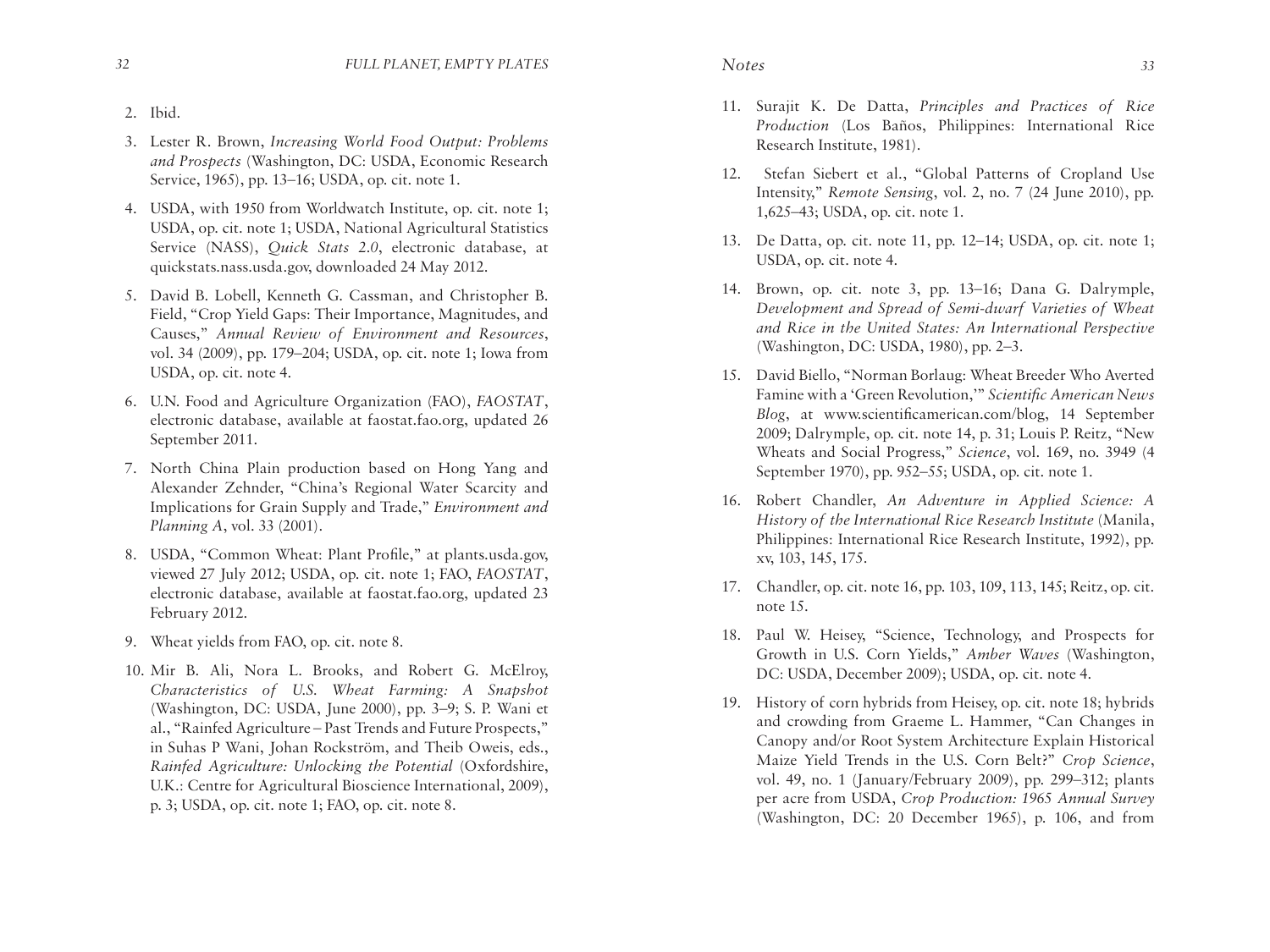2. Ibid.

3. Lester R. Brown, *Increasing World Food Output: Problems and Prospects* (Washington, DC: USDA, Economic Research Service, 1965), pp. 13–16; USDA, op. cit. note 1.

4. USDA, with 1950 from Worldwatch Institute, op. cit. note 1; USDA, op. cit. note 1; USDA, National Agricultural Statistics Service (NASS), *Quick Stats 2.0*, electronic database, at quickstats.nass.usda.gov, downloaded 24 May 2012.

5. David B. Lobell, Kenneth G. Cassman, and Christopher B. Field, "Crop Yield Gaps: Their Importance, Magnitudes, and Causes," *Annual Review of Environment and Resources*, vol. 34 (2009), pp. 179–204; USDA, op. cit. note 1; Iowa from USDA, op. cit. note 4.

6. U.N. Food and Agriculture Organization (FAO), *FAOSTAT*, electronic database, available at faostat.fao.org, updated 26 September 2011.

7. North China Plain production based on Hong Yang and Alexander Zehnder, "China's Regional Water Scarcity and Implications for Grain Supply and Trade," *Environment and Planning A*, vol. 33 (2001).

8. USDA, "Common Wheat: Plant Profile," at plants.usda.gov, viewed 27 July 2012; USDA, op. cit. note 1; FAO, *FAOSTAT*, electronic database, available at faostat.fao.org, updated 23 February 2012.

9. Wheat yields from FAO, op. cit. note 8.

10. Mir B. Ali, Nora L. Brooks, and Robert G. McElroy, *Characteristics of U.S. Wheat Farming: A Snapshot* (Washington, DC: USDA, June 2000), pp. 3–9; S. P. Wani et al., "Rainfed Agriculture – Past Trends and Future Prospects," in Suhas P Wani, Johan Rockström, and Theib Oweis, eds., *Rainfed Agriculture: Unlocking the Potential* (Oxfordshire, U.K.: Centre for Agricultural Bioscience International, 2009), p. 3; USDA, op. cit. note 1; FAO, op. cit. note 8.

11. Surajit K. De Datta, *Principles and Practices of Rice Production* (Los Baños, Philippines: International Rice Research Institute, 1981).

12. Stefan Siebert et al., "Global Patterns of Cropland Use Intensity," *Remote Sensing*, vol. 2, no. 7 (24 June 2010), pp. 1,625–43; USDA, op. cit. note 1.

13. De Datta, op. cit. note 11, pp. 12–14; USDA, op. cit. note 1; USDA, op. cit. note 4.

14. Brown, op. cit. note 3, pp. 13–16; Dana G. Dalrymple, *Development and Spread of Semi-dwarf Varieties of Wheat and Rice in the United States: An International Perspective* (Washington, DC: USDA, 1980), pp. 2–3.

15. David Biello, "Norman Borlaug: Wheat Breeder Who Averted Famine with a 'Green Revolution,'" *Scientific American News Blog*, at www.scientificamerican.com/blog, 14 September 2009; Dalrymple, op. cit. note 14, p. 31; Louis P. Reitz, "New Wheats and Social Progress," *Science*, vol. 169, no. 3949 (4 September 1970), pp. 952–55; USDA, op. cit. note 1.

16. Robert Chandler, *An Adventure in Applied Science: A History of the International Rice Research Institute* (Manila, Philippines: International Rice Research Institute, 1992), pp. xv, 103, 145, 175.

17. Chandler, op. cit. note 16, pp. 103, 109, 113, 145; Reitz, op. cit. note 15.

18. Paul W. Heisey, "Science, Technology, and Prospects for Growth in U.S. Corn Yields," *Amber Waves* (Washington, DC: USDA, December 2009); USDA, op. cit. note 4.

19. History of corn hybrids from Heisey, op. cit. note 18; hybrids and crowding from Graeme L. Hammer, "Can Changes in Canopy and/or Root System Architecture Explain Historical Maize Yield Trends in the U.S. Corn Belt?" *Crop Science*, vol. 49, no. 1 (January/February 2009), pp. 299–312; plants per acre from USDA, *Crop Production: 1965 Annual Survey* (Washington, DC: 20 December 1965), p. 106, and from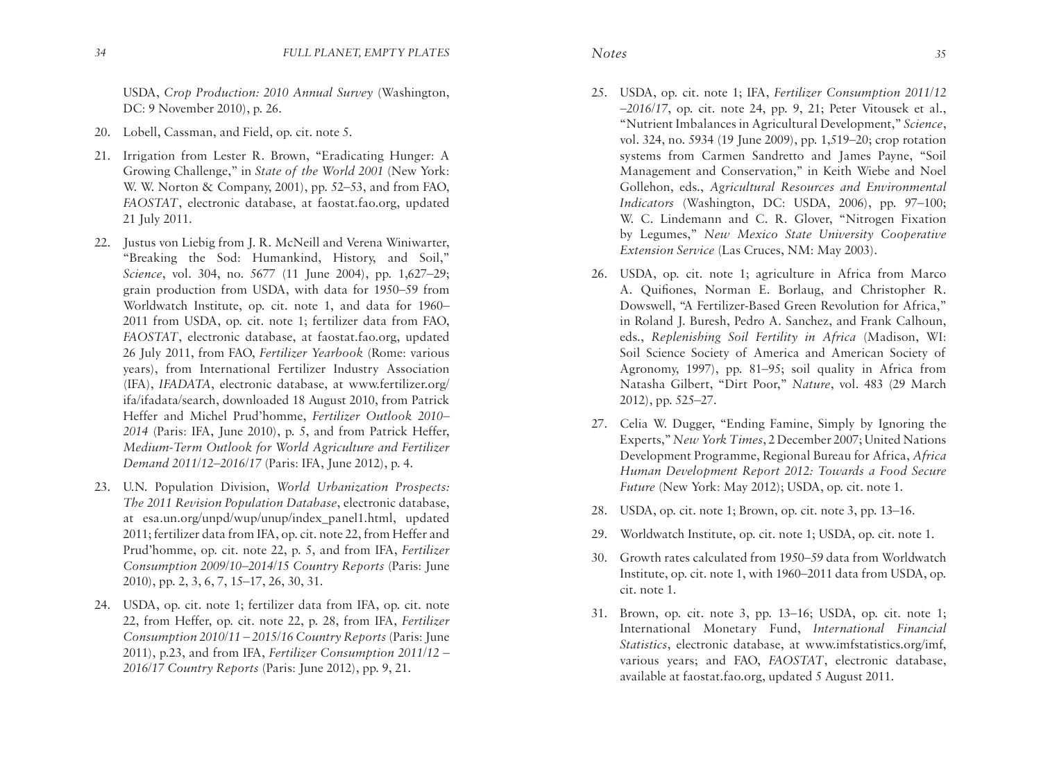USDA, *Crop Production: 2010 Annual Survey* (Washington, DC: 9 November 2010), p. 26.

20. Lobell, Cassman, and Field, op. cit. note 5.

21. Irrigation from Lester R. Brown, "Eradicating Hunger: A Growing Challenge," in *State of the World 2001* (New York: W. W. Norton & Company, 2001), pp. 52–53, and from FAO, *FAOSTAT*, electronic database, at faostat.fao.org, updated 21 July 2011.

22. Justus von Liebig from J. R. McNeill and Verena Winiwarter, "Breaking the Sod: Humankind, History, and Soil," *Science*, vol. 304, no. 5677 (11 June 2004), pp. 1,627–29; grain production from USDA, with data for 1950–59 from Worldwatch Institute, op. cit. note 1, and data for 1960–2011 from USDA, op. cit. note 1; fertilizer data from FAO, *FAOSTAT*, electronic database, at faostat.fao.org, updated 26 July 2011, from FAO, *Fertilizer Yearbook* (Rome: various years), from International Fertilizer Industry Association (IFA), *IFADATA*, electronic database, at www.fertilizer.org/ifa/ifadata/search, downloaded 18 August 2010, from Patrick Heffer and Michel Prud'homme, *Fertilizer Outlook 2010–2014* (Paris: IFA, June 2010), p. 5, and from Patrick Heffer, *Medium-Term Outlook for World Agriculture and Fertilizer Demand 2011/12–2016/17* (Paris: IFA, June 2012), p. 4.

23. U.N. Population Division, *World Urbanization Prospects: The 2011 Revision Population Database*, electronic database, at esa.un.org/unpd/wup/unup/index_panel1.html, updated 2011; fertilizer data from IFA, op. cit. note 22, from Heffer and Prud'homme, op. cit. note 22, p. 5, and from IFA, *Fertilizer Consumption 2009/10–2014/15 Country Reports* (Paris: June 2010), pp. 2, 3, 6, 7, 15–17, 26, 30, 31.

24. USDA, op. cit. note 1; fertilizer data from IFA, op. cit. note 22, from Heffer, op. cit. note 22, p. 28, from IFA, *Fertilizer Consumption 2010/11 – 2015/16 Country Reports* (Paris: June 2011), p.23, and from IFA, *Fertilizer Consumption 2011/12 – 2016/17 Country Reports* (Paris: June 2012), pp. 9, 21.

25. USDA, op. cit. note 1; IFA, *Fertilizer Consumption 2011/12 –2016/17*, op. cit. note 24, pp. 9, 21; Peter Vitousek et al., "Nutrient Imbalances in Agricultural Development," *Science*, vol. 324, no. 5934 (19 June 2009), pp. 1,519–20; crop rotation systems from Carmen Sandretto and James Payne, "Soil Management and Conservation," in Keith Wiebe and Noel Gollehon, eds., *Agricultural Resources and Environmental Indicators* (Washington, DC: USDA, 2006), pp. 97–100; W. C. Lindemann and C. R. Glover, "Nitrogen Fixation by Legumes," *New Mexico State University Cooperative Extension Service* (Las Cruces, NM: May 2003).

26. USDA, op. cit. note 1; agriculture in Africa from Marco A. Quifiones, Norman E. Borlaug, and Christopher R. Dowswell, "A Fertilizer-Based Green Revolution for Africa," in Roland J. Buresh, Pedro A. Sanchez, and Frank Calhoun, eds., *Replenishing Soil Fertility in Africa* (Madison, WI: Soil Science Society of America and American Society of Agronomy, 1997), pp. 81–95; soil quality in Africa from Natasha Gilbert, "Dirt Poor," *Nature*, vol. 483 (29 March 2012), pp. 525–27.

27. Celia W. Dugger, "Ending Famine, Simply by Ignoring the Experts," *New York Times*, 2 December 2007; United Nations Development Programme, Regional Bureau for Africa, *Africa Human Development Report 2012: Towards a Food Secure Future* (New York: May 2012); USDA, op. cit. note 1.

28. USDA, op. cit. note 1; Brown, op. cit. note 3, pp. 13–16.

29. Worldwatch Institute, op. cit. note 1; USDA, op. cit. note 1.

30. Growth rates calculated from 1950–59 data from Worldwatch Institute, op. cit. note 1, with 1960–2011 data from USDA, op. cit. note 1.

31. Brown, op. cit. note 3, pp. 13–16; USDA, op. cit. note 1; International Monetary Fund, *International Financial Statistics*, electronic database, at www.imfstatistics.org/imf, various years; and FAO, *FAOSTAT*, electronic database, available at faostat.fao.org, updated 5 August 2011.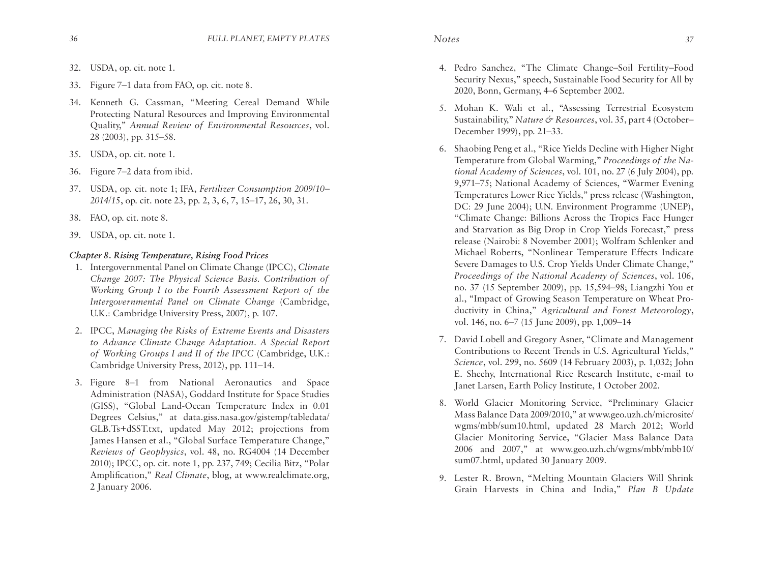32. USDA, op. cit. note 1.

33. Figure 7–1 data from FAO, op. cit. note 8.

34. Kenneth G. Cassman, "Meeting Cereal Demand While Protecting Natural Resources and Improving Environmental Quality," *Annual Review of Environmental Resources*, vol. 28 (2003), pp. 315–58.

35. USDA, op. cit. note 1.

36. Figure 7–2 data from ibid.

37. USDA, op. cit. note 1; IFA, *Fertilizer Consumption 2009/10–2014/15*, op. cit. note 23, pp. 2, 3, 6, 7, 15–17, 26, 30, 31.

38. FAO, op. cit. note 8.

39. USDA, op. cit. note 1.

### *Chapter 8. Rising Temperature, Rising Food Prices*

1. Intergovernmental Panel on Climate Change (IPCC), *Climate Change 2007: The Physical Science Basis. Contribution of Working Group I to the Fourth Assessment Report of the Intergovernmental Panel on Climate Change* (Cambridge, U.K.: Cambridge University Press, 2007), p. 107.

2. IPCC, *Managing the Risks of Extreme Events and Disasters to Advance Climate Change Adaptation. A Special Report of Working Groups I and II of the IPCC* (Cambridge, U.K.: Cambridge University Press, 2012), pp. 111–14.

3. Figure 8–1 from National Aeronautics and Space Administration (NASA), Goddard Institute for Space Studies (GISS), "Global Land-Ocean Temperature Index in 0.01 Degrees Celsius," at data.giss.nasa.gov/gistemp/tabledata/GLB.Ts+dSST.txt, updated May 2012; projections from James Hansen et al., "Global Surface Temperature Change," *Reviews of Geophysics*, vol. 48, no. RG4004 (14 December 2010); IPCC, op. cit. note 1, pp. 237, 749; Cecilia Bitz, "Polar Amplification," *Real Climate*, blog, at www.realclimate.org, 2 January 2006.

4. Pedro Sanchez, "The Climate Change–Soil Fertility–Food Security Nexus," speech, Sustainable Food Security for All by 2020, Bonn, Germany, 4–6 September 2002.

5. Mohan K. Wali et al., "Assessing Terrestrial Ecosystem Sustainability," *Nature & Resources*, vol. 35, part 4 (October–December 1999), pp. 21–33.

6. Shaobing Peng et al., "Rice Yields Decline with Higher Night Temperature from Global Warming," *Proceedings of the National Academy of Sciences*, vol. 101, no. 27 (6 July 2004), pp. 9,971–75; National Academy of Sciences, "Warmer Evening Temperatures Lower Rice Yields," press release (Washington, DC: 29 June 2004); U.N. Environment Programme (UNEP), "Climate Change: Billions Across the Tropics Face Hunger and Starvation as Big Drop in Crop Yields Forecast," press release (Nairobi: 8 November 2001); Wolfram Schlenker and Michael Roberts, "Nonlinear Temperature Effects Indicate Severe Damages to U.S. Crop Yields Under Climate Change," *Proceedings of the National Academy of Sciences*, vol. 106, no. 37 (15 September 2009), pp. 15,594–98; Liangzhi You et al., "Impact of Growing Season Temperature on Wheat Productivity in China," *Agricultural and Forest Meteorology*, vol. 146, no. 6–7 (15 June 2009), pp. 1,009–14

7. David Lobell and Gregory Asner, "Climate and Management Contributions to Recent Trends in U.S. Agricultural Yields," *Science*, vol. 299, no. 5609 (14 February 2003), p. 1,032; John E. Sheehy, International Rice Research Institute, e-mail to Janet Larsen, Earth Policy Institute, 1 October 2002.

8. World Glacier Monitoring Service, "Preliminary Glacier Mass Balance Data 2009/2010," at www.geo.uzh.ch/microsite/wgms/mbb/sum10.html, updated 28 March 2012; World Glacier Monitoring Service, "Glacier Mass Balance Data 2006 and 2007," at www.geo.uzh.ch/wgms/mbb/mbb10/sum07.html, updated 30 January 2009.

9. Lester R. Brown, "Melting Mountain Glaciers Will Shrink Grain Harvests in China and India," *Plan B Update*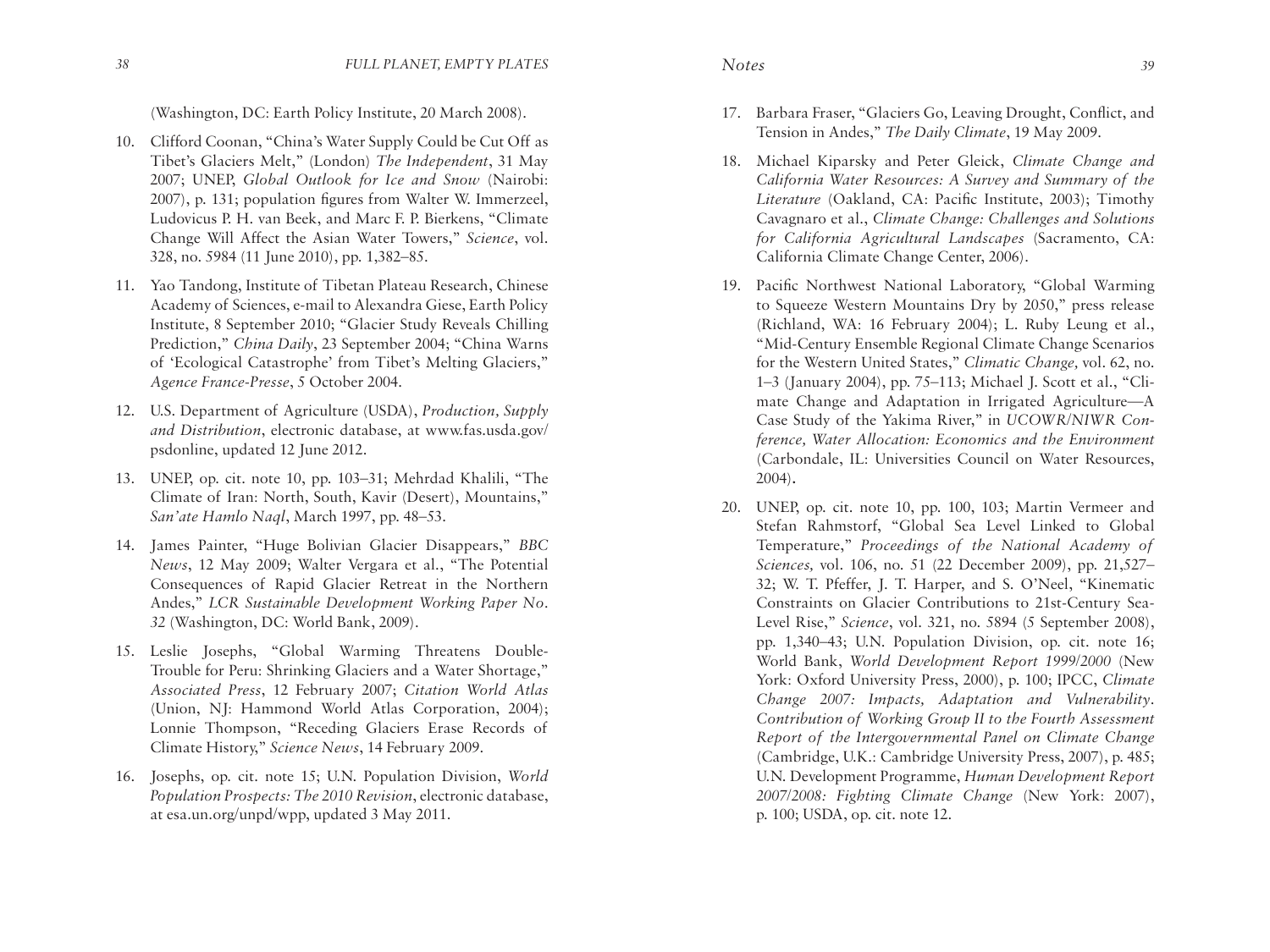(Washington, DC: Earth Policy Institute, 20 March 2008).

10. Clifford Coonan, "China's Water Supply Could be Cut Off as Tibet's Glaciers Melt," (London) *The Independent*, 31 May 2007; UNEP, *Global Outlook for Ice and Snow* (Nairobi: 2007), p. 131; population figures from Walter W. Immerzeel, Ludovicus P. H. van Beek, and Marc F. P. Bierkens, "Climate Change Will Affect the Asian Water Towers," *Science*, vol. 328, no. 5984 (11 June 2010), pp. 1,382–85.

11. Yao Tandong, Institute of Tibetan Plateau Research, Chinese Academy of Sciences, e-mail to Alexandra Giese, Earth Policy Institute, 8 September 2010; "Glacier Study Reveals Chilling Prediction," *China Daily*, 23 September 2004; "China Warns of 'Ecological Catastrophe' from Tibet's Melting Glaciers," *Agence France-Presse*, 5 October 2004.

12. U.S. Department of Agriculture (USDA), *Production, Supply and Distribution*, electronic database, at www.fas.usda.gov/psdonline, updated 12 June 2012.

13. UNEP, op. cit. note 10, pp. 103–31; Mehrdad Khalili, "The Climate of Iran: North, South, Kavir (Desert), Mountains," *San'ate Hamlo Naql*, March 1997, pp. 48–53.

14. James Painter, "Huge Bolivian Glacier Disappears," *BBC News*, 12 May 2009; Walter Vergara et al., "The Potential Consequences of Rapid Glacier Retreat in the Northern Andes," *LCR Sustainable Development Working Paper No. 32* (Washington, DC: World Bank, 2009).

15. Leslie Josephs, "Global Warming Threatens Double-Trouble for Peru: Shrinking Glaciers and a Water Shortage," *Associated Press*, 12 February 2007; *Citation World Atlas* (Union, NJ: Hammond World Atlas Corporation, 2004); Lonnie Thompson, "Receding Glaciers Erase Records of Climate History," *Science News*, 14 February 2009.

16. Josephs, op. cit. note 15; U.N. Population Division, *World Population Prospects: The 2010 Revision*, electronic database, at esa.un.org/unpd/wpp, updated 3 May 2011.

17. Barbara Fraser, "Glaciers Go, Leaving Drought, Conflict, and Tension in Andes," *The Daily Climate*, 19 May 2009.

18. Michael Kiparsky and Peter Gleick, *Climate Change and California Water Resources: A Survey and Summary of the Literature* (Oakland, CA: Pacific Institute, 2003); Timothy Cavagnaro et al., *Climate Change: Challenges and Solutions for California Agricultural Landscapes* (Sacramento, CA: California Climate Change Center, 2006).

19. Pacific Northwest National Laboratory, "Global Warming to Squeeze Western Mountains Dry by 2050," press release (Richland, WA: 16 February 2004); L. Ruby Leung et al., "Mid-Century Ensemble Regional Climate Change Scenarios for the Western United States," *Climatic Change,* vol. 62, no. 1–3 (January 2004), pp. 75–113; Michael J. Scott et al., "Climate Change and Adaptation in Irrigated Agriculture—A Case Study of the Yakima River," in *UCOWR/NIWR Conference, Water Allocation: Economics and the Environment* (Carbondale, IL: Universities Council on Water Resources, 2004).

20. UNEP, op. cit. note 10, pp. 100, 103; Martin Vermeer and Stefan Rahmstorf, "Global Sea Level Linked to Global Temperature," *Proceedings of the National Academy of Sciences,* vol. 106, no. 51 (22 December 2009), pp. 21,527–32; W. T. Pfeffer, J. T. Harper, and S. O'Neel, "Kinematic Constraints on Glacier Contributions to 21st-Century Sea-Level Rise," *Science*, vol. 321, no. 5894 (5 September 2008), pp. 1,340–43; U.N. Population Division, op. cit. note 16; World Bank, *World Development Report 1999/2000* (New York: Oxford University Press, 2000), p. 100; IPCC, *Climate Change 2007: Impacts, Adaptation and Vulnerability. Contribution of Working Group II to the Fourth Assessment Report of the Intergovernmental Panel on Climate Change* (Cambridge, U.K.: Cambridge University Press, 2007), p. 485; U.N. Development Programme, *Human Development Report 2007/2008: Fighting Climate Change* (New York: 2007), p. 100; USDA, op. cit. note 12.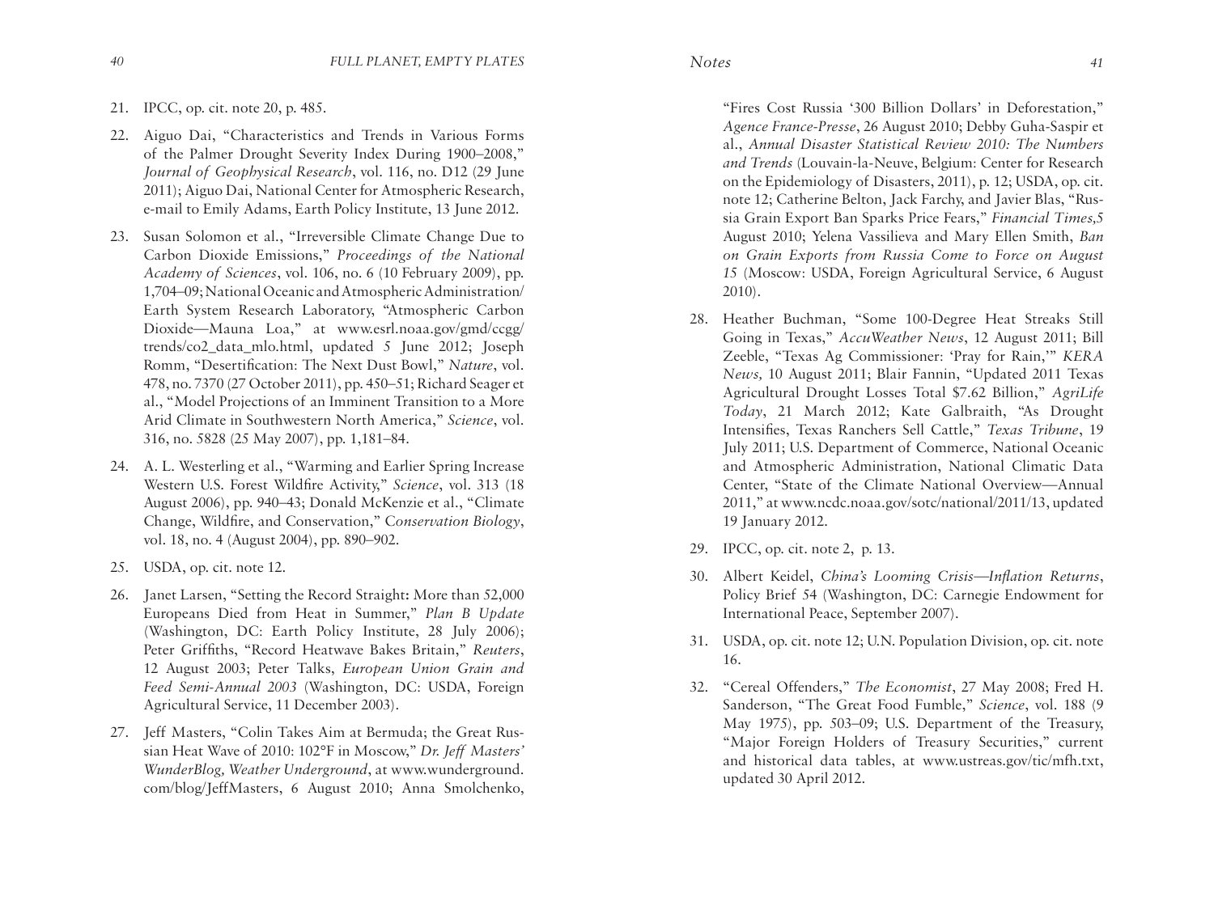21. IPCC, op. cit. note 20, p. 485.

22. Aiguo Dai, "Characteristics and Trends in Various Forms of the Palmer Drought Severity Index During 1900–2008," *Journal of Geophysical Research*, vol. 116, no. D12 (29 June 2011); Aiguo Dai, National Center for Atmospheric Research, e-mail to Emily Adams, Earth Policy Institute, 13 June 2012.

23. Susan Solomon et al., "Irreversible Climate Change Due to Carbon Dioxide Emissions," *Proceedings of the National Academy of Sciences*, vol. 106, no. 6 (10 February 2009), pp. 1,704–09; National Oceanic and Atmospheric Administration/Earth System Research Laboratory, "Atmospheric Carbon Dioxide—Mauna Loa," at www.esrl.noaa.gov/gmd/ccgg/trends/co2_data_mlo.html, updated 5 June 2012; Joseph Romm, "Desertification: The Next Dust Bowl," *Nature*, vol. 478, no. 7370 (27 October 2011), pp. 450–51; Richard Seager et al., "Model Projections of an Imminent Transition to a More Arid Climate in Southwestern North America," *Science*, vol. 316, no. 5828 (25 May 2007), pp. 1,181–84.

24. A. L. Westerling et al., "Warming and Earlier Spring Increase Western U.S. Forest Wildfire Activity," *Science*, vol. 313 (18 August 2006), pp. 940–43; Donald McKenzie et al., "Climate Change, Wildfire, and Conservation," *Conservation Biology*, vol. 18, no. 4 (August 2004), pp. 890–902.

25. USDA, op. cit. note 12.

26. Janet Larsen, "Setting the Record Straight: More than 52,000 Europeans Died from Heat in Summer," *Plan B Update* (Washington, DC: Earth Policy Institute, 28 July 2006); Peter Griffiths, "Record Heatwave Bakes Britain," *Reuters*, 12 August 2003; Peter Talks, *European Union Grain and Feed Semi-Annual 2003* (Washington, DC: USDA, Foreign Agricultural Service, 11 December 2003).

27. Jeff Masters, "Colin Takes Aim at Bermuda; the Great Russian Heat Wave of 2010: 102°F in Moscow," *Dr. Jeff Masters' WunderBlog, Weather Underground*, at www.wunderground.com/blog/JeffMasters, 6 August 2010; Anna Smolchenko, "Fires Cost Russia '300 Billion Dollars' in Deforestation," *Agence France-Presse*, 26 August 2010; Debby Guha-Saspir et al., *Annual Disaster Statistical Review 2010: The Numbers and Trends* (Louvain-la-Neuve, Belgium: Center for Research on the Epidemiology of Disasters, 2011), p. 12; USDA, op. cit. note 12; Catherine Belton, Jack Farchy, and Javier Blas, "Russia Grain Export Ban Sparks Price Fears," *Financial Times,*5 August 2010; Yelena Vassilieva and Mary Ellen Smith, *Ban on Grain Exports from Russia Come to Force on August 15* (Moscow: USDA, Foreign Agricultural Service, 6 August 2010).

28. Heather Buchman, "Some 100-Degree Heat Streaks Still Going in Texas," *AccuWeather News*, 12 August 2011; Bill Zeeble, "Texas Ag Commissioner: 'Pray for Rain,'" *KERA News,* 10 August 2011; Blair Fannin, "Updated 2011 Texas Agricultural Drought Losses Total $7.62 Billion," *AgriLife Today*, 21 March 2012; Kate Galbraith, "As Drought Intensifies, Texas Ranchers Sell Cattle," *Texas Tribune*, 19 July 2011; U.S. Department of Commerce, National Oceanic and Atmospheric Administration, National Climatic Data Center, "State of the Climate National Overview—Annual 2011," at www.ncdc.noaa.gov/sotc/national/2011/13, updated 19 January 2012.

29. IPCC, op. cit. note 2, p. 13.

30. Albert Keidel, *China's Looming Crisis—Inflation Returns*, Policy Brief 54 (Washington, DC: Carnegie Endowment for International Peace, September 2007).

31. USDA, op. cit. note 12; U.N. Population Division, op. cit. note 16.

32. "Cereal Offenders," *The Economist*, 27 May 2008; Fred H. Sanderson, "The Great Food Fumble," *Science*, vol. 188 (9 May 1975), pp. 503–09; U.S. Department of the Treasury, "Major Foreign Holders of Treasury Securities," current and historical data tables, at www.ustreas.gov/tic/mfh.txt, updated 30 April 2012.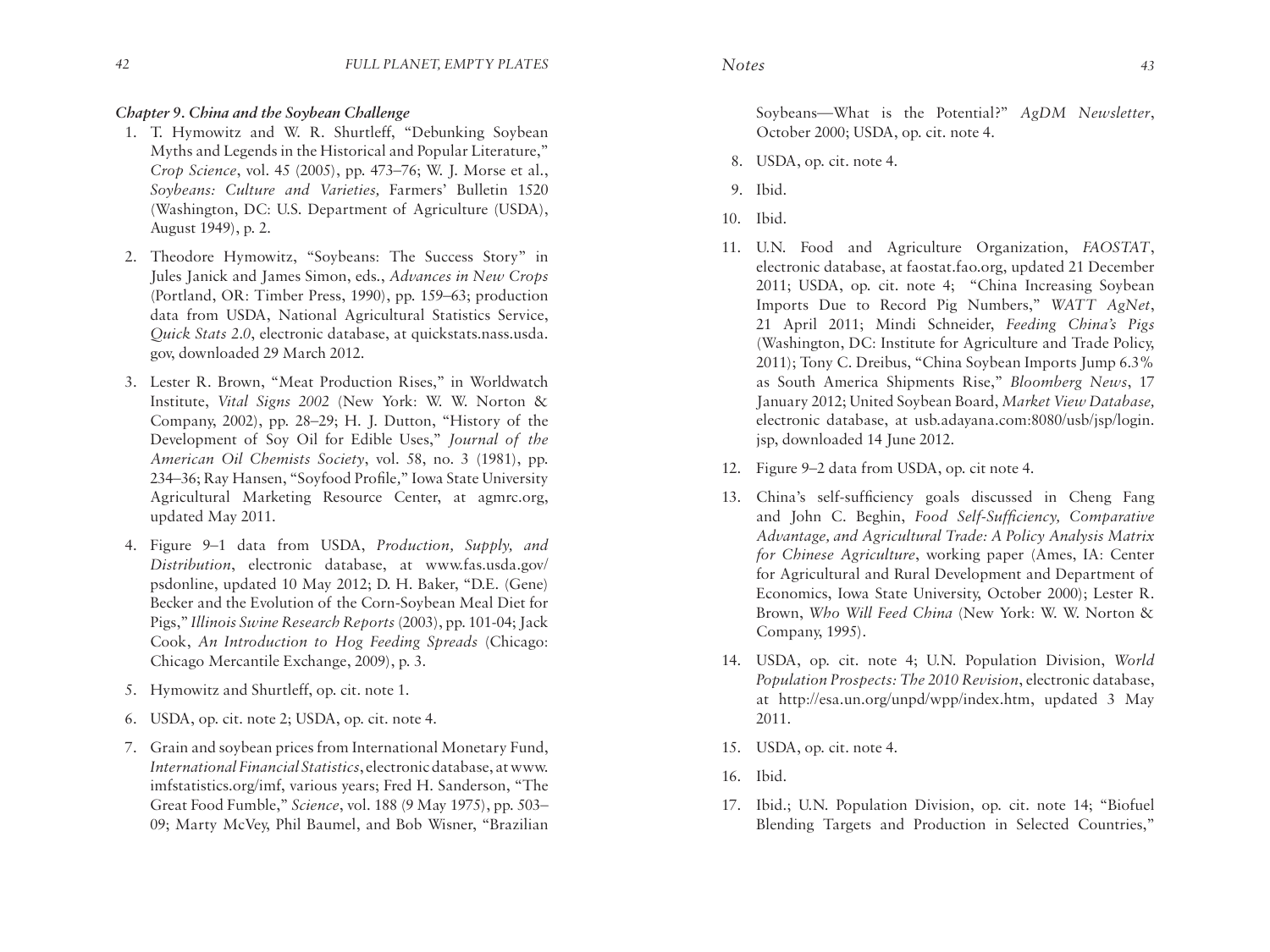### *Chapter 9. China and the Soybean Challenge*

1. T. Hymowitz and W. R. Shurtleff, "Debunking Soybean Myths and Legends in the Historical and Popular Literature," *Crop Science*, vol. 45 (2005), pp. 473–76; W. J. Morse et al., *Soybeans: Culture and Varieties,* Farmers' Bulletin 1520 (Washington, DC: U.S. Department of Agriculture (USDA), August 1949), p. 2.

2. Theodore Hymowitz, "Soybeans: The Success Story" in Jules Janick and James Simon, eds., *Advances in New Crops* (Portland, OR: Timber Press, 1990), pp. 159–63; production data from USDA, National Agricultural Statistics Service, *Quick Stats 2.0*, electronic database, at quickstats.nass.usda.gov, downloaded 29 March 2012.

3. Lester R. Brown, "Meat Production Rises," in Worldwatch Institute, *Vital Signs 2002* (New York: W. W. Norton & Company, 2002), pp. 28–29; H. J. Dutton, "History of the Development of Soy Oil for Edible Uses," *Journal of the American Oil Chemists Society*, vol. 58, no. 3 (1981), pp. 234–36; Ray Hansen, "Soyfood Profile," Iowa State University Agricultural Marketing Resource Center, at agmrc.org, updated May 2011.

4. Figure 9–1 data from USDA, *Production, Supply, and Distribution*, electronic database, at www.fas.usda.gov/psdonline, updated 10 May 2012; D. H. Baker, "D.E. (Gene) Becker and the Evolution of the Corn-Soybean Meal Diet for Pigs," *Illinois Swine Research Reports* (2003), pp. 101-04; Jack Cook, *An Introduction to Hog Feeding Spreads* (Chicago: Chicago Mercantile Exchange, 2009), p. 3.

5. Hymowitz and Shurtleff, op. cit. note 1.

6. USDA, op. cit. note 2; USDA, op. cit. note 4.

7. Grain and soybean prices from International Monetary Fund, *International Financial Statistics*, electronic database, at www.imfstatistics.org/imf, various years; Fred H. Sanderson, "The Great Food Fumble," *Science*, vol. 188 (9 May 1975), pp. 503–09; Marty McVey, Phil Baumel, and Bob Wisner, "Brazilian Soybeans—What is the Potential?" *AgDM Newsletter*, October 2000; USDA, op. cit. note 4.

8. USDA, op. cit. note 4.

9. Ibid.

10. Ibid.

11. U.N. Food and Agriculture Organization, *FAOSTAT*, electronic database, at faostat.fao.org, updated 21 December 2011; USDA, op. cit. note 4; "China Increasing Soybean Imports Due to Record Pig Numbers," *WATT AgNet*, 21 April 2011; Mindi Schneider, *Feeding China's Pigs* (Washington, DC: Institute for Agriculture and Trade Policy, 2011); Tony C. Dreibus, "China Soybean Imports Jump 6.3% as South America Shipments Rise," *Bloomberg News*, 17 January 2012; United Soybean Board, *Market View Database,* electronic database, at usb.adayana.com:8080/usb/jsp/login.jsp, downloaded 14 June 2012.

12. Figure 9–2 data from USDA, op. cit note 4.

13. China's self-sufficiency goals discussed in Cheng Fang and John C. Beghin, *Food Self-Sufficiency, Comparative Advantage, and Agricultural Trade: A Policy Analysis Matrix for Chinese Agriculture*, working paper (Ames, IA: Center for Agricultural and Rural Development and Department of Economics, Iowa State University, October 2000); Lester R. Brown, *Who Will Feed China* (New York: W. W. Norton & Company, 1995).

14. USDA, op. cit. note 4; U.N. Population Division, *World Population Prospects: The 2010 Revision*, electronic database, at http://esa.un.org/unpd/wpp/index.htm, updated 3 May 2011.

15. USDA, op. cit. note 4.

16. Ibid.

17. Ibid.; U.N. Population Division, op. cit. note 14; "Biofuel Blending Targets and Production in Selected Countries,"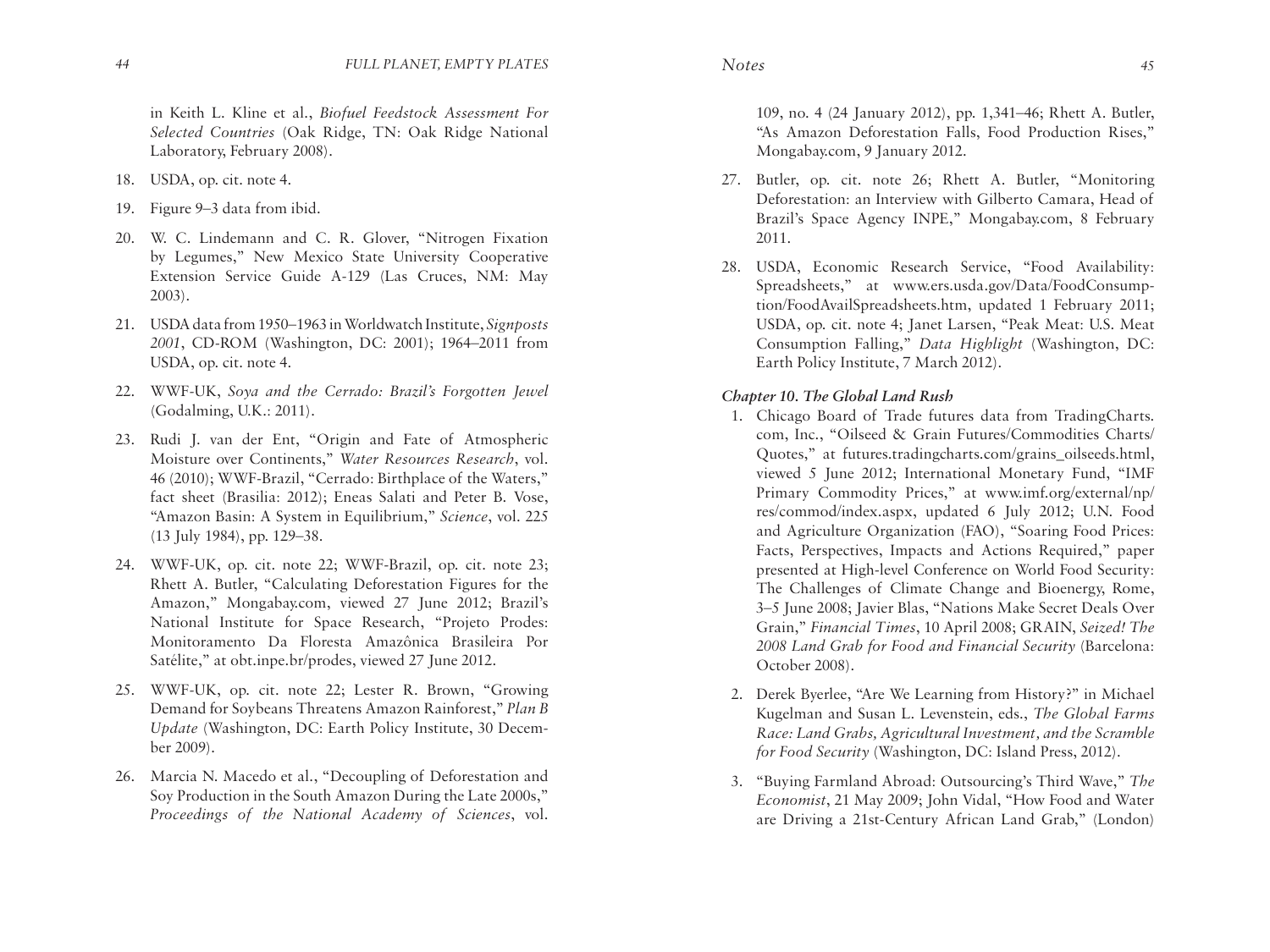in Keith L. Kline et al., *Biofuel Feedstock Assessment For Selected Countries* (Oak Ridge, TN: Oak Ridge National Laboratory, February 2008).

18. USDA, op. cit. note 4.

19. Figure 9–3 data from ibid.

20. W. C. Lindemann and C. R. Glover, "Nitrogen Fixation by Legumes," New Mexico State University Cooperative Extension Service Guide A-129 (Las Cruces, NM: May 2003).

21. USDA data from 1950–1963 in Worldwatch Institute, *Signposts 2001*, CD-ROM (Washington, DC: 2001); 1964–2011 from USDA, op. cit. note 4.

22. WWF-UK, *Soya and the Cerrado: Brazil's Forgotten Jewel* (Godalming, U.K.: 2011).

23. Rudi J. van der Ent, "Origin and Fate of Atmospheric Moisture over Continents," *Water Resources Research*, vol. 46 (2010); WWF-Brazil, "Cerrado: Birthplace of the Waters," fact sheet (Brasilia: 2012); Eneas Salati and Peter B. Vose, "Amazon Basin: A System in Equilibrium," *Science*, vol. 225 (13 July 1984), pp. 129–38.

24. WWF-UK, op. cit. note 22; WWF-Brazil, op. cit. note 23; Rhett A. Butler, "Calculating Deforestation Figures for the Amazon," Mongabay.com, viewed 27 June 2012; Brazil's National Institute for Space Research, "Projeto Prodes: Monitoramento Da Floresta Amazônica Brasileira Por Satélite," at obt.inpe.br/prodes, viewed 27 June 2012.

25. WWF-UK, op. cit. note 22; Lester R. Brown, "Growing Demand for Soybeans Threatens Amazon Rainforest," *Plan B Update* (Washington, DC: Earth Policy Institute, 30 December 2009).

26. Marcia N. Macedo et al., "Decoupling of Deforestation and Soy Production in the South Amazon During the Late 2000s," *Proceedings of the National Academy of Sciences*, vol. 109, no. 4 (24 January 2012), pp. 1,341–46; Rhett A. Butler, "As Amazon Deforestation Falls, Food Production Rises," Mongabay.com, 9 January 2012.

27. Butler, op. cit. note 26; Rhett A. Butler, "Monitoring Deforestation: an Interview with Gilberto Camara, Head of Brazil's Space Agency INPE," Mongabay.com, 8 February 2011.

28. USDA, Economic Research Service, "Food Availability: Spreadsheets," at www.ers.usda.gov/Data/FoodConsumption/FoodAvailSpreadsheets.htm, updated 1 February 2011; USDA, op. cit. note 4; Janet Larsen, "Peak Meat: U.S. Meat Consumption Falling," *Data Highlight* (Washington, DC: Earth Policy Institute, 7 March 2012).

### *Chapter 10. The Global Land Rush*

1. Chicago Board of Trade futures data from TradingCharts.com, Inc., "Oilseed & Grain Futures/Commodities Charts/Quotes," at futures.tradingcharts.com/grains_oilseeds.html, viewed 5 June 2012; International Monetary Fund, "IMF Primary Commodity Prices," at www.imf.org/external/np/res/commod/index.aspx, updated 6 July 2012; U.N. Food and Agriculture Organization (FAO), "Soaring Food Prices: Facts, Perspectives, Impacts and Actions Required," paper presented at High-level Conference on World Food Security: The Challenges of Climate Change and Bioenergy, Rome, 3–5 June 2008; Javier Blas, "Nations Make Secret Deals Over Grain," *Financial Times*, 10 April 2008; GRAIN, *Seized! The 2008 Land Grab for Food and Financial Security* (Barcelona: October 2008).

2. Derek Byerlee, "Are We Learning from History?" in Michael Kugelman and Susan L. Levenstein, eds., *The Global Farms Race: Land Grabs, Agricultural Investment, and the Scramble for Food Security* (Washington, DC: Island Press, 2012).

3. "Buying Farmland Abroad: Outsourcing's Third Wave," *The Economist*, 21 May 2009; John Vidal, "How Food and Water are Driving a 21st-Century African Land Grab," (London)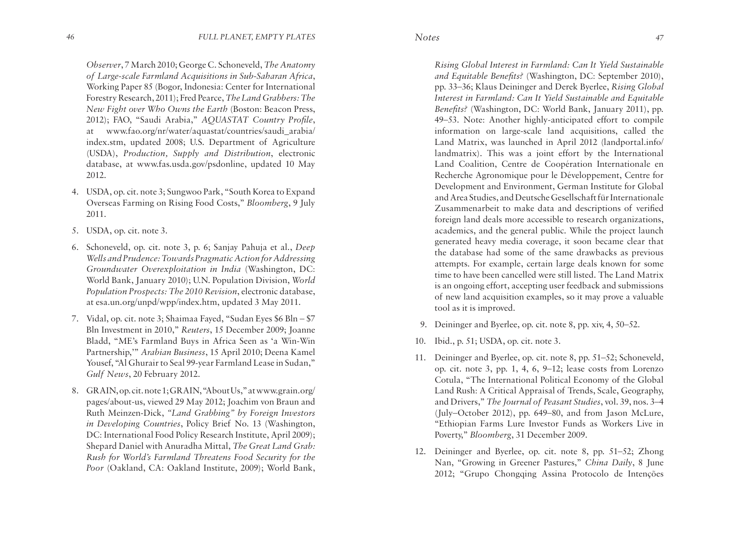*Observer*, 7 March 2010; George C. Schoneveld, *The Anatomy of Large-scale Farmland Acquisitions in Sub-Saharan Africa*, Working Paper 85 (Bogor, Indonesia: Center for International Forestry Research, 2011); Fred Pearce, *The Land Grabbers: The New Fight over Who Owns the Earth* (Boston: Beacon Press, 2012); FAO, "Saudi Arabia," *AQUASTAT Country Profile*, at www.fao.org/nr/water/aquastat/countries/saudi_arabia/index.stm, updated 2008; U.S. Department of Agriculture (USDA), *Production, Supply and Distribution*, electronic database, at www.fas.usda.gov/psdonline, updated 10 May 2012.

4. USDA, op. cit. note 3; Sungwoo Park, "South Korea to Expand Overseas Farming on Rising Food Costs," *Bloomberg*, 9 July 2011.

5. USDA, op. cit. note 3.

6. Schoneveld, op. cit. note 3, p. 6; Sanjay Pahuja et al., *Deep Wells and Prudence: Towards Pragmatic Action for Addressing Groundwater Overexploitation in India* (Washington, DC: World Bank, January 2010); U.N. Population Division, *World Population Prospects: The 2010 Revision*, electronic database, at esa.un.org/unpd/wpp/index.htm, updated 3 May 2011.

7. Vidal, op. cit. note 3; Shaimaa Fayed, "Sudan Eyes $6 Bln – $7 Bln Investment in 2010," *Reuters*, 15 December 2009; Joanne Bladd, "ME's Farmland Buys in Africa Seen as 'a Win-Win Partnership,'" *Arabian Business*, 15 April 2010; Deena Kamel Yousef, "Al Ghurair to Seal 99-year Farmland Lease in Sudan," *Gulf News*, 20 February 2012.

8. GRAIN, op. cit. note 1; GRAIN, "About Us," at www.grain.org/pages/about-us, viewed 29 May 2012; Joachim von Braun and Ruth Meinzen-Dick, *"Land Grabbing" by Foreign Investors in Developing Countries*, Policy Brief No. 13 (Washington, DC: International Food Policy Research Institute, April 2009); Shepard Daniel with Anuradha Mittal, *The Great Land Grab: Rush for World's Farmland Threatens Food Security for the Poor* (Oakland, CA: Oakland Institute, 2009); World Bank, *Rising Global Interest in Farmland: Can It Yield Sustainable and Equitable Benefits?* (Washington, DC: September 2010), pp. 33–36; Klaus Deininger and Derek Byerlee, *Rising Global Interest in Farmland: Can It Yield Sustainable and Equitable Benefits?* (Washington, DC: World Bank, January 2011), pp. 49–53. Note: Another highly-anticipated effort to compile information on large-scale land acquisitions, called the Land Matrix, was launched in April 2012 (landportal.info/landmatrix). This was a joint effort by the International Land Coalition, Centre de Coopération Internationale en Recherche Agronomique pour le Développement, Centre for Development and Environment, German Institute for Global and Area Studies, and Deutsche Gesellschaft für Internationale Zusammenarbeit to make data and descriptions of verified foreign land deals more accessible to research organizations, academics, and the general public. While the project launch generated heavy media coverage, it soon became clear that the database had some of the same drawbacks as previous attempts. For example, certain large deals known for some time to have been cancelled were still listed. The Land Matrix is an ongoing effort, accepting user feedback and submissions of new land acquisition examples, so it may prove a valuable tool as it is improved.

9. Deininger and Byerlee, op. cit. note 8, pp. xiv, 4, 50–52.

10. Ibid., p. 51; USDA, op. cit. note 3.

11. Deininger and Byerlee, op. cit. note 8, pp. 51–52; Schoneveld, op. cit. note 3, pp. 1, 4, 6, 9–12; lease costs from Lorenzo Cotula, "The International Political Economy of the Global Land Rush: A Critical Appraisal of Trends, Scale, Geography, and Drivers," *The Journal of Peasant Studies*, vol. 39, nos. 3–4 (July–October 2012), pp. 649–80, and from Jason McLure, "Ethiopian Farms Lure Investor Funds as Workers Live in Poverty," *Bloomberg*, 31 December 2009.

12. Deininger and Byerlee, op. cit. note 8, pp. 51–52; Zhong Nan, "Growing in Greener Pastures," *China Daily*, 8 June 2012; "Grupo Chongqing Assina Protocolo de Intenções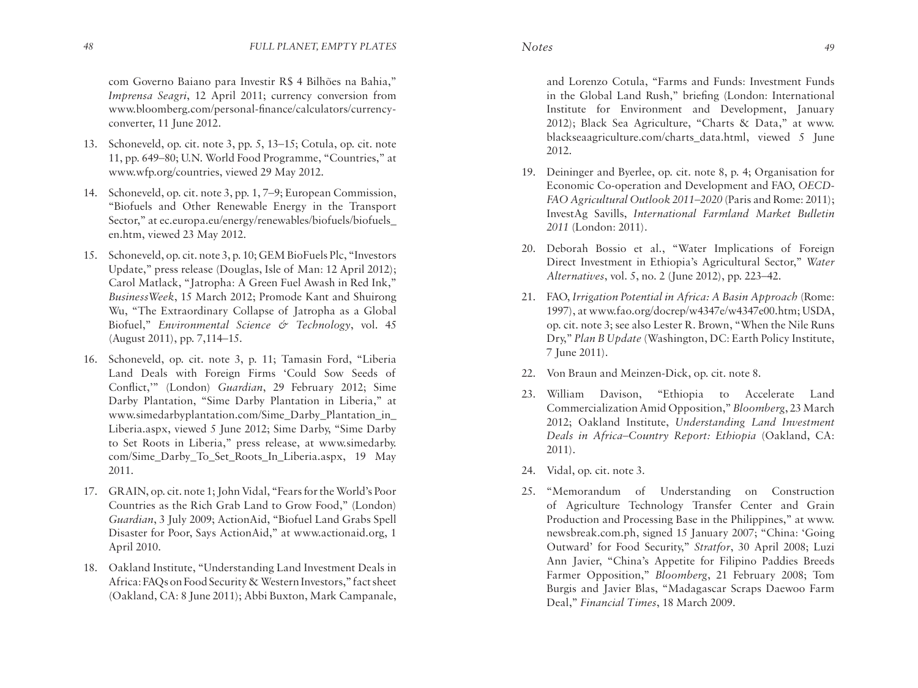com Governo Baiano para Investir R$ 4 Bilhões na Bahia," *Imprensa Seagri*, 12 April 2011; currency conversion from www.bloomberg.com/personal-finance/calculators/currency-converter, 11 June 2012.

13. Schoneveld, op. cit. note 3, pp. 5, 13–15; Cotula, op. cit. note 11, pp. 649–80; U.N. World Food Programme, "Countries," at www.wfp.org/countries, viewed 29 May 2012.

14. Schoneveld, op. cit. note 3, pp. 1, 7–9; European Commission, "Biofuels and Other Renewable Energy in the Transport Sector," at ec.europa.eu/energy/renewables/biofuels/biofuels_en.htm, viewed 23 May 2012.

15. Schoneveld, op. cit. note 3, p. 10; GEM BioFuels Plc, "Investors Update," press release (Douglas, Isle of Man: 12 April 2012); Carol Matlack, "Jatropha: A Green Fuel Awash in Red Ink," *BusinessWeek*, 15 March 2012; Promode Kant and Shuirong Wu, "The Extraordinary Collapse of Jatropha as a Global Biofuel," *Environmental Science & Technology*, vol. 45 (August 2011), pp. 7,114–15.

16. Schoneveld, op. cit. note 3, p. 11; Tamasin Ford, "Liberia Land Deals with Foreign Firms 'Could Sow Seeds of Conflict,'" (London) *Guardian*, 29 February 2012; Sime Darby Plantation, "Sime Darby Plantation in Liberia," at www.simedarbyplantation.com/Sime_Darby_Plantation_in_Liberia.aspx, viewed 5 June 2012; Sime Darby, "Sime Darby to Set Roots in Liberia," press release, at www.simedarby.com/Sime_Darby_To_Set_Roots_In_Liberia.aspx, 19 May 2011.

17. GRAIN, op. cit. note 1; John Vidal, "Fears for the World's Poor Countries as the Rich Grab Land to Grow Food," (London) *Guardian*, 3 July 2009; ActionAid, "Biofuel Land Grabs Spell Disaster for Poor, Says ActionAid," at www.actionaid.org, 1 April 2010.

18. Oakland Institute, "Understanding Land Investment Deals in Africa: FAQs on Food Security & Western Investors," fact sheet (Oakland, CA: 8 June 2011); Abbi Buxton, Mark Campanale, and Lorenzo Cotula, "Farms and Funds: Investment Funds in the Global Land Rush," briefing (London: International Institute for Environment and Development, January 2012); Black Sea Agriculture, "Charts & Data," at www.blackseaagriculture.com/charts_data.html, viewed 5 June 2012.

19. Deininger and Byerlee, op. cit. note 8, p. 4; Organisation for Economic Co-operation and Development and FAO, *OECD-FAO Agricultural Outlook 2011–2020* (Paris and Rome: 2011); InvestAg Savills, *International Farmland Market Bulletin 2011* (London: 2011).

20. Deborah Bossio et al., "Water Implications of Foreign Direct Investment in Ethiopia's Agricultural Sector," *Water Alternatives*, vol. 5, no. 2 (June 2012), pp. 223–42.

21. FAO, *Irrigation Potential in Africa: A Basin Approach* (Rome: 1997), at www.fao.org/docrep/w4347e/w4347e00.htm; USDA, op. cit. note 3; see also Lester R. Brown, "When the Nile Runs Dry," *Plan B Update* (Washington, DC: Earth Policy Institute, 7 June 2011).

22. Von Braun and Meinzen-Dick, op. cit. note 8.

23. William Davison, "Ethiopia to Accelerate Land Commercialization Amid Opposition," *Bloomberg*, 23 March 2012; Oakland Institute, *Understanding Land Investment Deals in Africa–Country Report: Ethiopia* (Oakland, CA: 2011).

24. Vidal, op. cit. note 3.

25. "Memorandum of Understanding on Construction of Agriculture Technology Transfer Center and Grain Production and Processing Base in the Philippines," at www.newsbreak.com.ph, signed 15 January 2007; "China: 'Going Outward' for Food Security," *Stratfor*, 30 April 2008; Luzi Ann Javier, "China's Appetite for Filipino Paddies Breeds Farmer Opposition," *Bloomberg*, 21 February 2008; Tom Burgis and Javier Blas, "Madagascar Scraps Daewoo Farm Deal," *Financial Times*, 18 March 2009.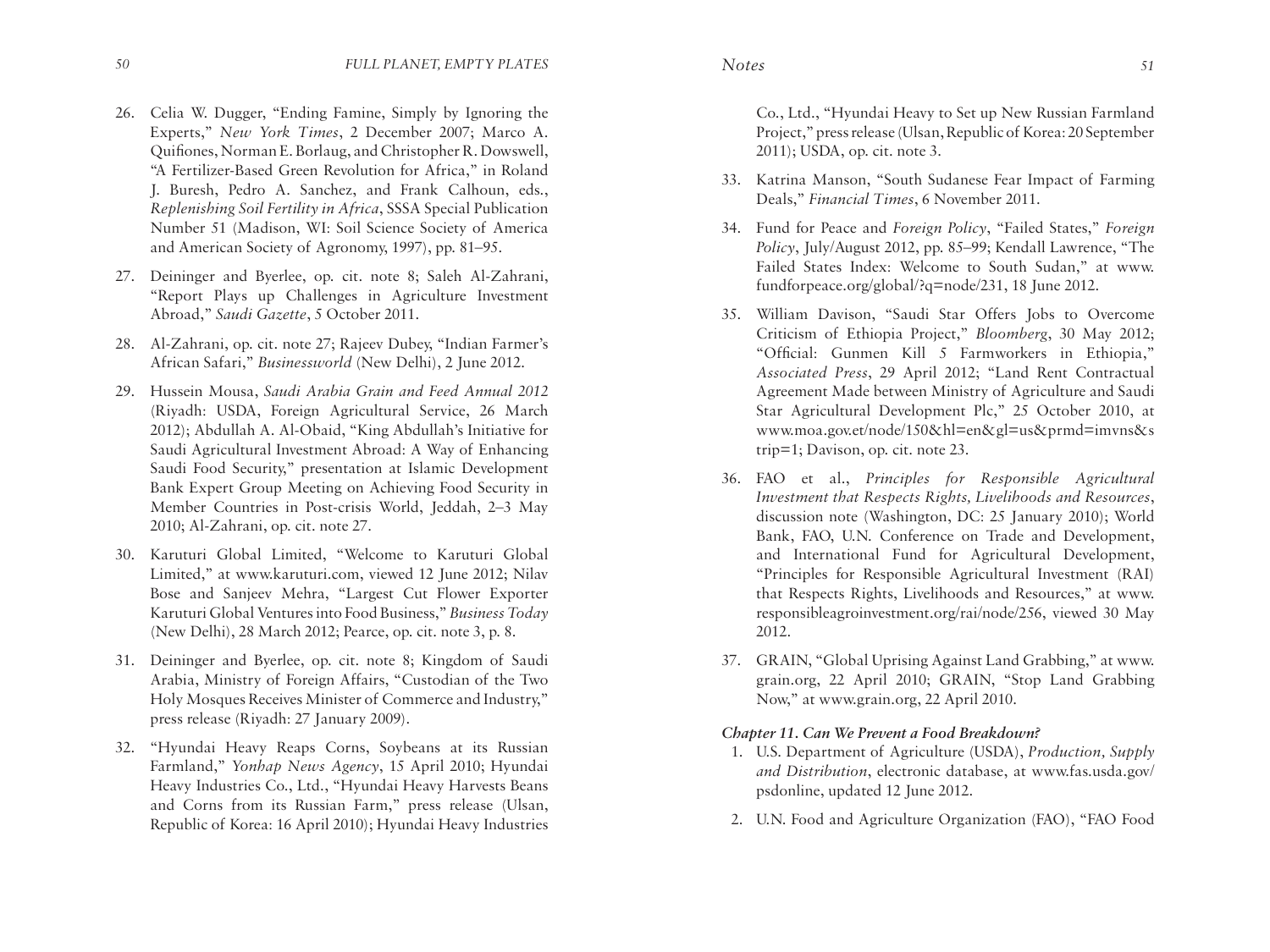26. Celia W. Dugger, "Ending Famine, Simply by Ignoring the Experts," *New York Times*, 2 December 2007; Marco A. Quifiones, Norman E. Borlaug, and Christopher R. Dowswell, "A Fertilizer-Based Green Revolution for Africa," in Roland J. Buresh, Pedro A. Sanchez, and Frank Calhoun, eds., *Replenishing Soil Fertility in Africa*, SSSA Special Publication Number 51 (Madison, WI: Soil Science Society of America and American Society of Agronomy, 1997), pp. 81–95.

27. Deininger and Byerlee, op. cit. note 8; Saleh Al-Zahrani, "Report Plays up Challenges in Agriculture Investment Abroad," *Saudi Gazette*, 5 October 2011.

28. Al-Zahrani, op. cit. note 27; Rajeev Dubey, "Indian Farmer's African Safari," *Businessworld* (New Delhi), 2 June 2012.

29. Hussein Mousa, *Saudi Arabia Grain and Feed Annual 2012* (Riyadh: USDA, Foreign Agricultural Service, 26 March 2012); Abdullah A. Al-Obaid, "King Abdullah's Initiative for Saudi Agricultural Investment Abroad: A Way of Enhancing Saudi Food Security," presentation at Islamic Development Bank Expert Group Meeting on Achieving Food Security in Member Countries in Post-crisis World, Jeddah, 2–3 May 2010; Al-Zahrani, op. cit. note 27.

30. Karuturi Global Limited, "Welcome to Karuturi Global Limited," at www.karuturi.com, viewed 12 June 2012; Nilav Bose and Sanjeev Mehra, "Largest Cut Flower Exporter Karuturi Global Ventures into Food Business," *Business Today* (New Delhi), 28 March 2012; Pearce, op. cit. note 3, p. 8.

31. Deininger and Byerlee, op. cit. note 8; Kingdom of Saudi Arabia, Ministry of Foreign Affairs, "Custodian of the Two Holy Mosques Receives Minister of Commerce and Industry," press release (Riyadh: 27 January 2009).

32. "Hyundai Heavy Reaps Corns, Soybeans at its Russian Farmland," *Yonhap News Agency*, 15 April 2010; Hyundai Heavy Industries Co., Ltd., "Hyundai Heavy Harvests Beans and Corns from its Russian Farm," press release (Ulsan, Republic of Korea: 16 April 2010); Hyundai Heavy Industries Co., Ltd., "Hyundai Heavy to Set up New Russian Farmland Project," press release (Ulsan, Republic of Korea: 20 September 2011); USDA, op. cit. note 3.

33. Katrina Manson, "South Sudanese Fear Impact of Farming Deals," *Financial Times*, 6 November 2011.

34. Fund for Peace and *Foreign Policy*, "Failed States," *Foreign Policy*, July/August 2012, pp. 85–99; Kendall Lawrence, "The Failed States Index: Welcome to South Sudan," at www.fundforpeace.org/global/?q=node/231, 18 June 2012.

35. William Davison, "Saudi Star Offers Jobs to Overcome Criticism of Ethiopia Project," *Bloomberg*, 30 May 2012; "Official: Gunmen Kill 5 Farmworkers in Ethiopia," *Associated Press*, 29 April 2012; "Land Rent Contractual Agreement Made between Ministry of Agriculture and Saudi Star Agricultural Development Plc," 25 October 2010, at www.moa.gov.et/node/150&hl=en&gl=us&prmd=imvns&strip=1; Davison, op. cit. note 23.

36. FAO et al., *Principles for Responsible Agricultural Investment that Respects Rights, Livelihoods and Resources*, discussion note (Washington, DC: 25 January 2010); World Bank, FAO, U.N. Conference on Trade and Development, and International Fund for Agricultural Development, "Principles for Responsible Agricultural Investment (RAI) that Respects Rights, Livelihoods and Resources," at www.responsibleagroinvestment.org/rai/node/256, viewed 30 May 2012.

37. GRAIN, "Global Uprising Against Land Grabbing," at www.grain.org, 22 April 2010; GRAIN, "Stop Land Grabbing Now," at www.grain.org, 22 April 2010.

***Chapter 11. Can We Prevent a Food Breakdown?***

1. U.S. Department of Agriculture (USDA), *Production, Supply and Distribution*, electronic database, at www.fas.usda.gov/psdonline, updated 12 June 2012.

2. U.N. Food and Agriculture Organization (FAO), "FAO Food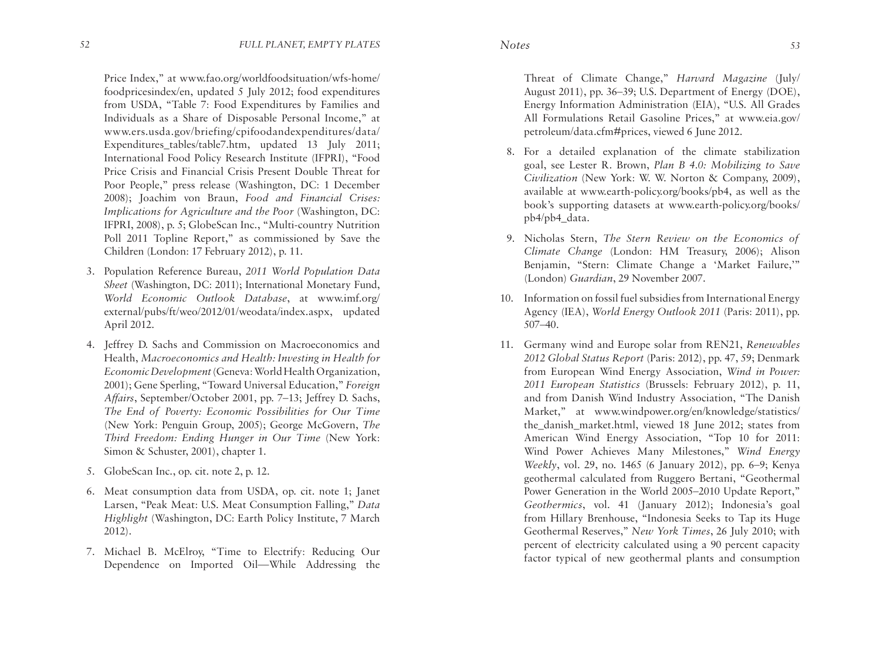Price Index," at www.fao.org/worldfoodsituation/wfs-home/foodpricesindex/en, updated 5 July 2012; food expenditures from USDA, "Table 7: Food Expenditures by Families and Individuals as a Share of Disposable Personal Income," at www.ers.usda.gov/briefing/cpifoodandexpenditures/data/Expenditures_tables/table7.htm, updated 13 July 2011; International Food Policy Research Institute (IFPRI), "Food Price Crisis and Financial Crisis Present Double Threat for Poor People," press release (Washington, DC: 1 December 2008); Joachim von Braun, *Food and Financial Crises: Implications for Agriculture and the Poor* (Washington, DC: IFPRI, 2008), p. 5; GlobeScan Inc., "Multi-country Nutrition Poll 2011 Topline Report," as commissioned by Save the Children (London: 17 February 2012), p. 11.

3. Population Reference Bureau, *2011 World Population Data Sheet* (Washington, DC: 2011); International Monetary Fund, *World Economic Outlook Database*, at www.imf.org/external/pubs/ft/weo/2012/01/weodata/index.aspx, updated April 2012.

4. Jeffrey D. Sachs and Commission on Macroeconomics and Health, *Macroeconomics and Health: Investing in Health for Economic Development* (Geneva: World Health Organization, 2001); Gene Sperling, "Toward Universal Education," *Foreign Affairs*, September/October 2001, pp. 7–13; Jeffrey D. Sachs, *The End of Poverty: Economic Possibilities for Our Time* (New York: Penguin Group, 2005); George McGovern, *The Third Freedom: Ending Hunger in Our Time* (New York: Simon & Schuster, 2001), chapter 1.

5. GlobeScan Inc., op. cit. note 2, p. 12.

6. Meat consumption data from USDA, op. cit. note 1; Janet Larsen, "Peak Meat: U.S. Meat Consumption Falling," *Data Highlight* (Washington, DC: Earth Policy Institute, 7 March 2012).

7. Michael B. McElroy, "Time to Electrify: Reducing Our Dependence on Imported Oil—While Addressing the Threat of Climate Change," *Harvard Magazine* (July/August 2011), pp. 36–39; U.S. Department of Energy (DOE), Energy Information Administration (EIA), "U.S. All Grades All Formulations Retail Gasoline Prices," at www.eia.gov/petroleum/data.cfm#prices, viewed 6 June 2012.

8. For a detailed explanation of the climate stabilization goal, see Lester R. Brown, *Plan B 4.0: Mobilizing to Save Civilization* (New York: W. W. Norton & Company, 2009), available at www.earth-policy.org/books/pb4, as well as the book's supporting datasets at www.earth-policy.org/books/pb4/pb4_data.

9. Nicholas Stern, *The Stern Review on the Economics of Climate Change* (London: HM Treasury, 2006); Alison Benjamin, "Stern: Climate Change a 'Market Failure,'" (London) *Guardian*, 29 November 2007.

10. Information on fossil fuel subsidies from International Energy Agency (IEA), *World Energy Outlook 2011* (Paris: 2011), pp. 507–40.

11. Germany wind and Europe solar from REN21, *Renewables 2012 Global Status Report* (Paris: 2012), pp. 47, 59; Denmark from European Wind Energy Association, *Wind in Power: 2011 European Statistics* (Brussels: February 2012), p. 11, and from Danish Wind Industry Association, "The Danish Market," at www.windpower.org/en/knowledge/statistics/the_danish_market.html, viewed 18 June 2012; states from American Wind Energy Association, "Top 10 for 2011: Wind Power Achieves Many Milestones," *Wind Energy Weekly*, vol. 29, no. 1465 (6 January 2012), pp. 6–9; Kenya geothermal calculated from Ruggero Bertani, "Geothermal Power Generation in the World 2005–2010 Update Report," *Geothermics*, vol. 41 (January 2012); Indonesia's goal from Hillary Brenhouse, "Indonesia Seeks to Tap its Huge Geothermal Reserves," *New York Times*, 26 July 2010; with percent of electricity calculated using a 90 percent capacity factor typical of new geothermal plants and consumption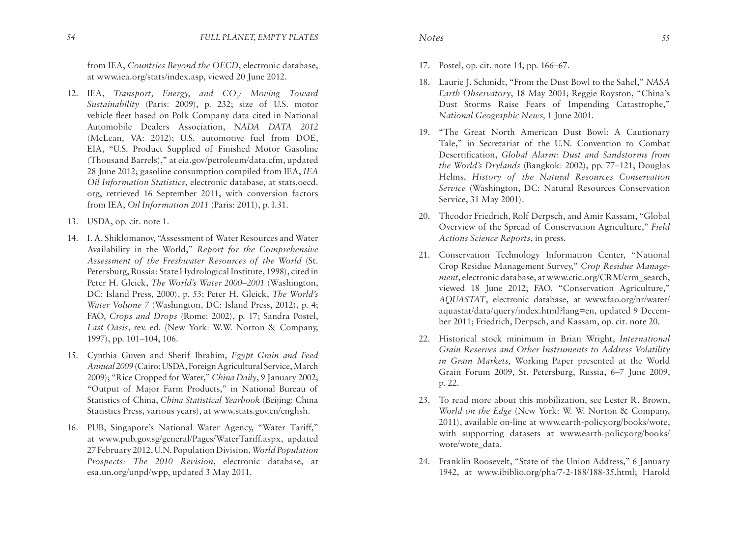from IEA, *Countries Beyond the OECD*, electronic database, at www.iea.org/stats/index.asp, viewed 20 June 2012.

12. IEA, *Transport, Energy, and $CO_2$: Moving Toward Sustainability* (Paris: 2009), p. 232; size of U.S. motor vehicle fleet based on Polk Company data cited in National Automobile Dealers Association, *NADA DATA 2012* (McLean, VA: 2012); U.S. automotive fuel from DOE, EIA, "U.S. Product Supplied of Finished Motor Gasoline (Thousand Barrels)," at eia.gov/petroleum/data.cfm, updated 28 June 2012; gasoline consumption compiled from IEA, *IEA Oil Information Statistics*, electronic database, at stats.oecd.org, retrieved 16 September 2011, with conversion factors from IEA, *Oil Information 2011* (Paris: 2011), p. I.31.

13. USDA, op. cit. note 1.

14. I. A. Shiklomanov, "Assessment of Water Resources and Water Availability in the World," *Report for the Comprehensive Assessment of the Freshwater Resources of the World* (St. Petersburg, Russia: State Hydrological Institute, 1998), cited in Peter H. Gleick, *The World's Water 2000–2001* (Washington, DC: Island Press, 2000), p. 53; Peter H. Gleick, *The World's Water Volume 7* (Washington, DC: Island Press, 2012), p. 4; FAO, *Crops and Drops* (Rome: 2002), p. 17; Sandra Postel, *Last Oasis*, rev. ed. (New York: W.W. Norton & Company, 1997), pp. 101–104, 106.

15. Cynthia Guven and Sherif Ibrahim, *Egypt Grain and Feed Annual 2009* (Cairo: USDA, Foreign Agricultural Service, March 2009); "Rice Cropped for Water," *China Daily*, 9 January 2002; "Output of Major Farm Products," in National Bureau of Statistics of China, *China Statistical Yearbook* (Beijing: China Statistics Press, various years), at www.stats.gov.cn/english.

16. PUB, Singapore's National Water Agency, "Water Tariff," at www.pub.gov.sg/general/Pages/WaterTariff.aspx, updated 27 February 2012, U.N. Population Division, *World Population Prospects: The 2010 Revision*, electronic database, at esa.un.org/unpd/wpp, updated 3 May 2011.

17. Postel, op. cit. note 14, pp. 166–67.

18. Laurie J. Schmidt, "From the Dust Bowl to the Sahel," *NASA Earth Observatory*, 18 May 2001; Reggie Royston, "China's Dust Storms Raise Fears of Impending Catastrophe," *National Geographic News,* 1 June 2001.

19. "The Great North American Dust Bowl: A Cautionary Tale," in Secretariat of the U.N. Convention to Combat Desertification, *Global Alarm: Dust and Sandstorms from the World's Drylands* (Bangkok: 2002), pp. 77–121; Douglas Helms, *History of the Natural Resources Conservation Service* (Washington, DC: Natural Resources Conservation Service, 31 May 2001).

20. Theodor Friedrich, Rolf Derpsch, and Amir Kassam, "Global Overview of the Spread of Conservation Agriculture," *Field Actions Science Reports*, in press.

21. Conservation Technology Information Center, "National Crop Residue Management Survey," *Crop Residue Management*, electronic database, at www.ctic.org/CRM/crm_search, viewed 18 June 2012; FAO, "Conservation Agriculture," *AQUASTAT*, electronic database, at www.fao.org/nr/water/aquastat/data/query/index.html?lang=en, updated 9 December 2011; Friedrich, Derpsch, and Kassam, op. cit. note 20.

22. Historical stock minimum in Brian Wright, *International Grain Reserves and Other Instruments to Address Volatility in Grain Markets,* Working Paper presented at the World Grain Forum 2009, St. Petersburg, Russia, 6–7 June 2009, p. 22.

23. To read more about this mobilization, see Lester R. Brown, *World on the Edge* (New York: W. W. Norton & Company, 2011), available on-line at www.earth-policy.org/books/wote, with supporting datasets at www.earth-policy.org/books/wote/wote_data.

24. Franklin Roosevelt, "State of the Union Address," 6 January 1942, at www.ibiblio.org/pha/7-2-188/188-35.html; Harold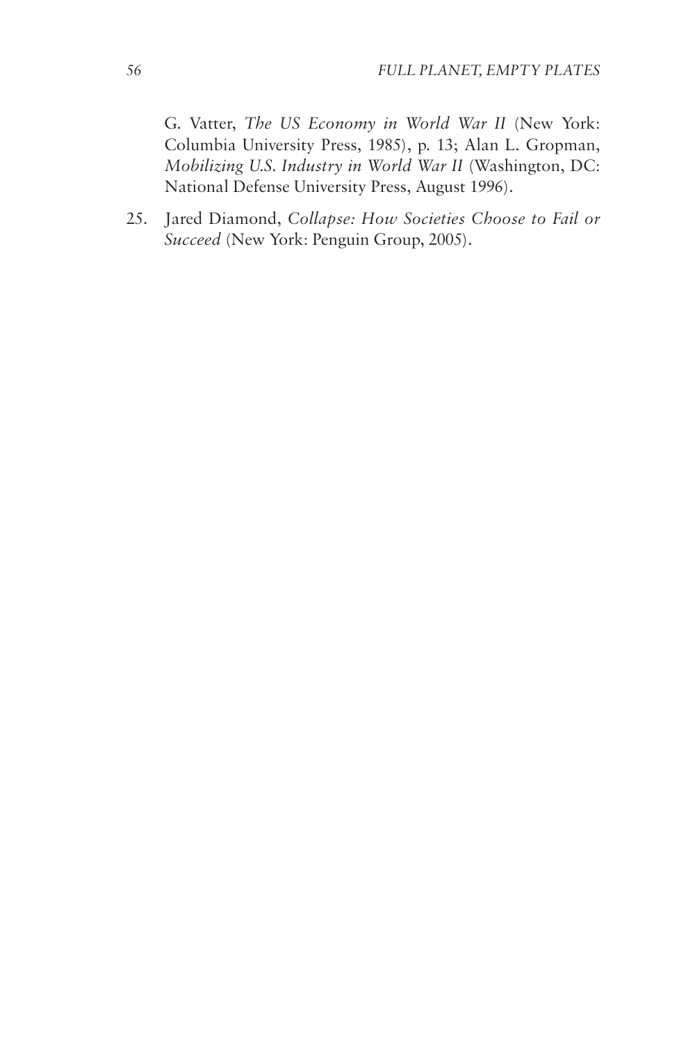G. Vatter, *The US Economy in World War II* (New York: Columbia University Press, 1985), p. 13; Alan L. Gropman, *Mobilizing U.S. Industry in World War II* (Washington, DC: National Defense University Press, August 1996).

25. Jared Diamond, *Collapse: How Societies Choose to Fail or Succeed* (New York: Penguin Group, 2005).